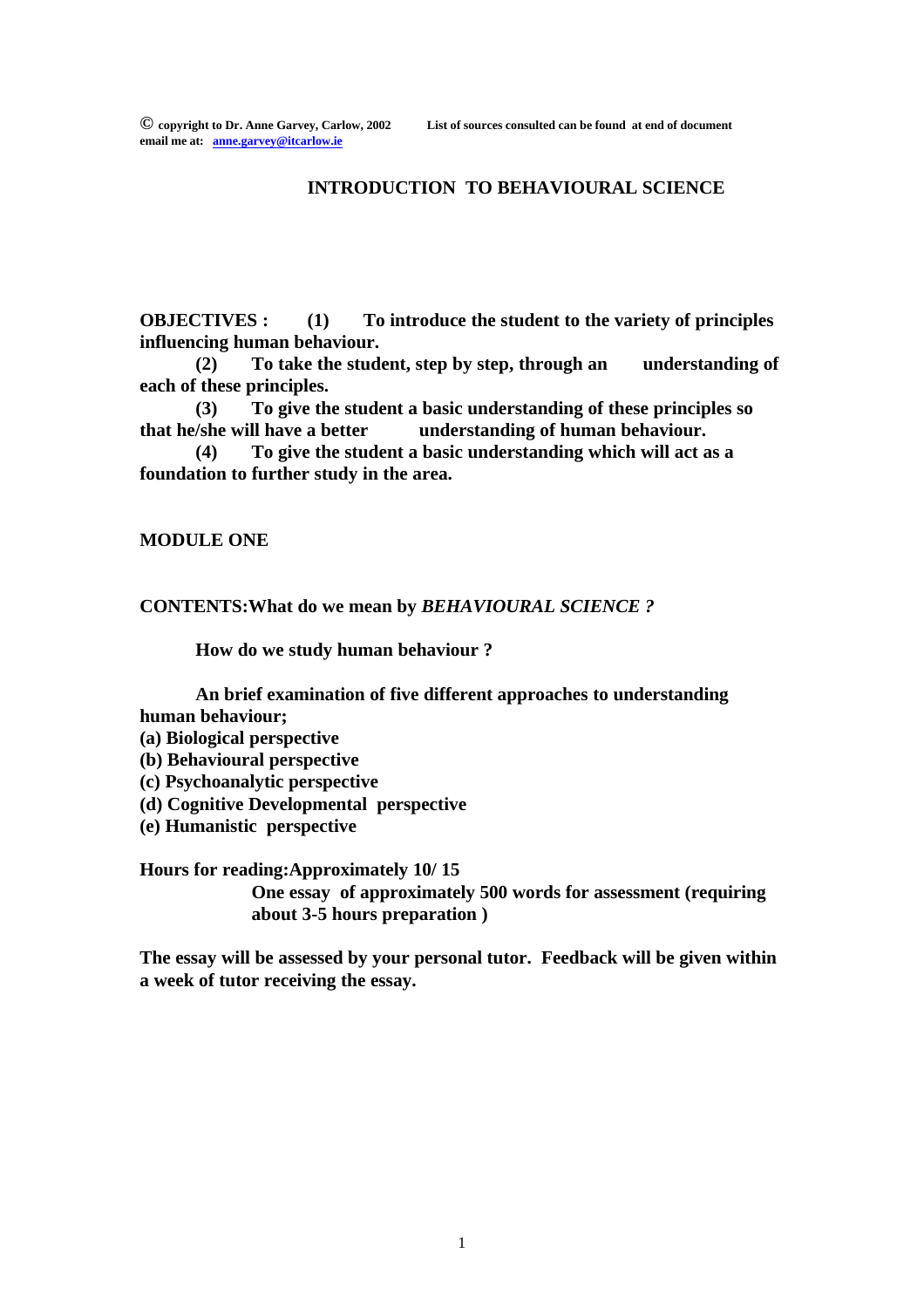© **copyright to Dr. Anne Garvey, Carlow, 2002** **List of sources consulted can be found at end of document**
**email me at: anne.garvey@itcarlow.ie**

# INTRODUCTION TO BEHAVIOURAL SCIENCE

**OBJECTIVES : (1) To introduce the student to the variety of principles influencing human behaviour.**

**(2) To take the student, step by step, through an understanding of each of these principles.**

**(3) To give the student a basic understanding of these principles so that he/she will have a better understanding of human behaviour.**

**(4) To give the student a basic understanding which will act as a foundation to further study in the area.**

## MODULE ONE

**CONTENTS: What do we mean by *BEHAVIOURAL SCIENCE ?***

**How do we study human behaviour ?**

**An brief examination of five different approaches to understanding human behaviour;**

**(a) Biological perspective**
**(b) Behavioural perspective**
**(c) Psychoanalytic perspective**
**(d) Cognitive Developmental perspective**
**(e) Humanistic perspective**

**Hours for reading: Approximately 10/ 15**

**One essay of approximately 500 words for assessment (requiring about 3-5 hours preparation )**

**The essay will be assessed by your personal tutor. Feedback will be given within a week of tutor receiving the essay.**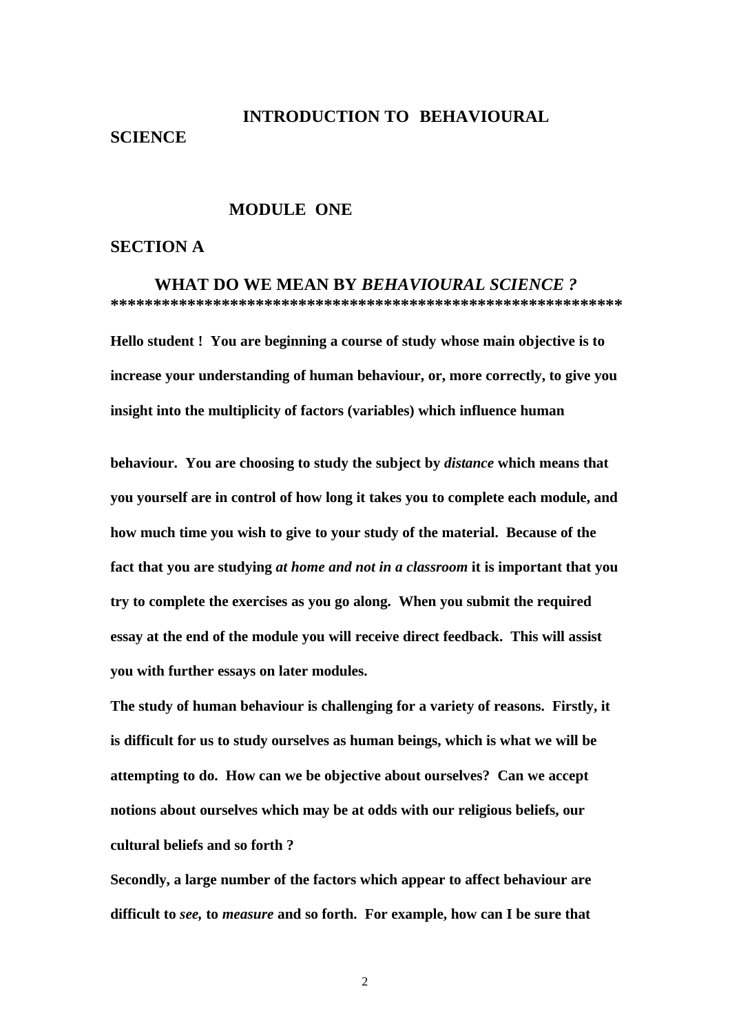# INTRODUCTION TO BEHAVIOURAL SCIENCE

## MODULE ONE

## SECTION A

### WHAT DO WE MEAN BY *BEHAVIOURAL SCIENCE ?*

************************************************************

**Hello student ! You are beginning a course of study whose main objective is to increase your understanding of human behaviour, or, more correctly, to give you insight into the multiplicity of factors (variables) which influence human**

**behaviour. You are choosing to study the subject by *distance* which means that you yourself are in control of how long it takes you to complete each module, and how much time you wish to give to your study of the material. Because of the fact that you are studying *at home and not in a classroom* it is important that you try to complete the exercises as you go along. When you submit the required essay at the end of the module you will receive direct feedback. This will assist you with further essays on later modules.**

**The study of human behaviour is challenging for a variety of reasons. Firstly, it is difficult for us to study ourselves as human beings, which is what we will be attempting to do. How can we be objective about ourselves? Can we accept notions about ourselves which may be at odds with our religious beliefs, our cultural beliefs and so forth ?**

**Secondly, a large number of the factors which appear to affect behaviour are difficult to *see,* to *measure* and so forth. For example, how can I be sure that**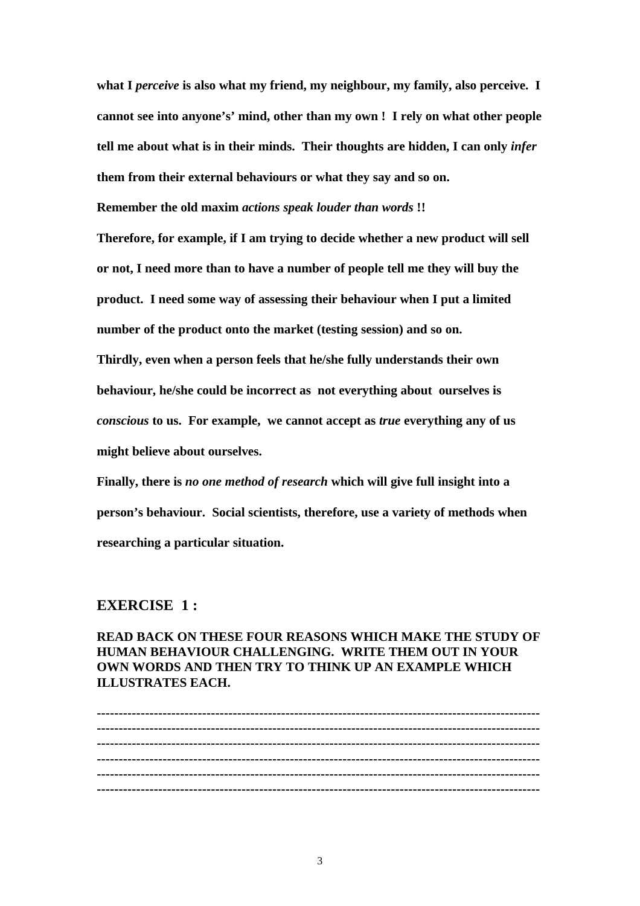**what I *perceive* is also what my friend, my neighbour, my family, also perceive. I cannot see into anyone's' mind, other than my own ! I rely on what other people tell me about what is in their minds. Their thoughts are hidden, I can only *infer* them from their external behaviours or what they say and so on.**

**Remember the old maxim *actions speak louder than words* !!**

**Therefore, for example, if I am trying to decide whether a new product will sell or not, I need more than to have a number of people tell me they will buy the product. I need some way of assessing their behaviour when I put a limited number of the product onto the market (testing session) and so on.**

**Thirdly, even when a person feels that he/she fully understands their own behaviour, he/she could be incorrect as not everything about ourselves is *conscious* to us. For example, we cannot accept as *true* everything any of us might believe about ourselves.**

**Finally, there is *no one method of research* which will give full insight into a person's behaviour. Social scientists, therefore, use a variety of methods when researching a particular situation.**

## EXERCISE 1 :

**READ BACK ON THESE FOUR REASONS WHICH MAKE THE STUDY OF HUMAN BEHAVIOUR CHALLENGING. WRITE THEM OUT IN YOUR OWN WORDS AND THEN TRY TO THINK UP AN EXAMPLE WHICH ILLUSTRATES EACH.**

---------------------------------------------------------------------------------------------------
---------------------------------------------------------------------------------------------------
---------------------------------------------------------------------------------------------------
---------------------------------------------------------------------------------------------------
---------------------------------------------------------------------------------------------------
---------------------------------------------------------------------------------------------------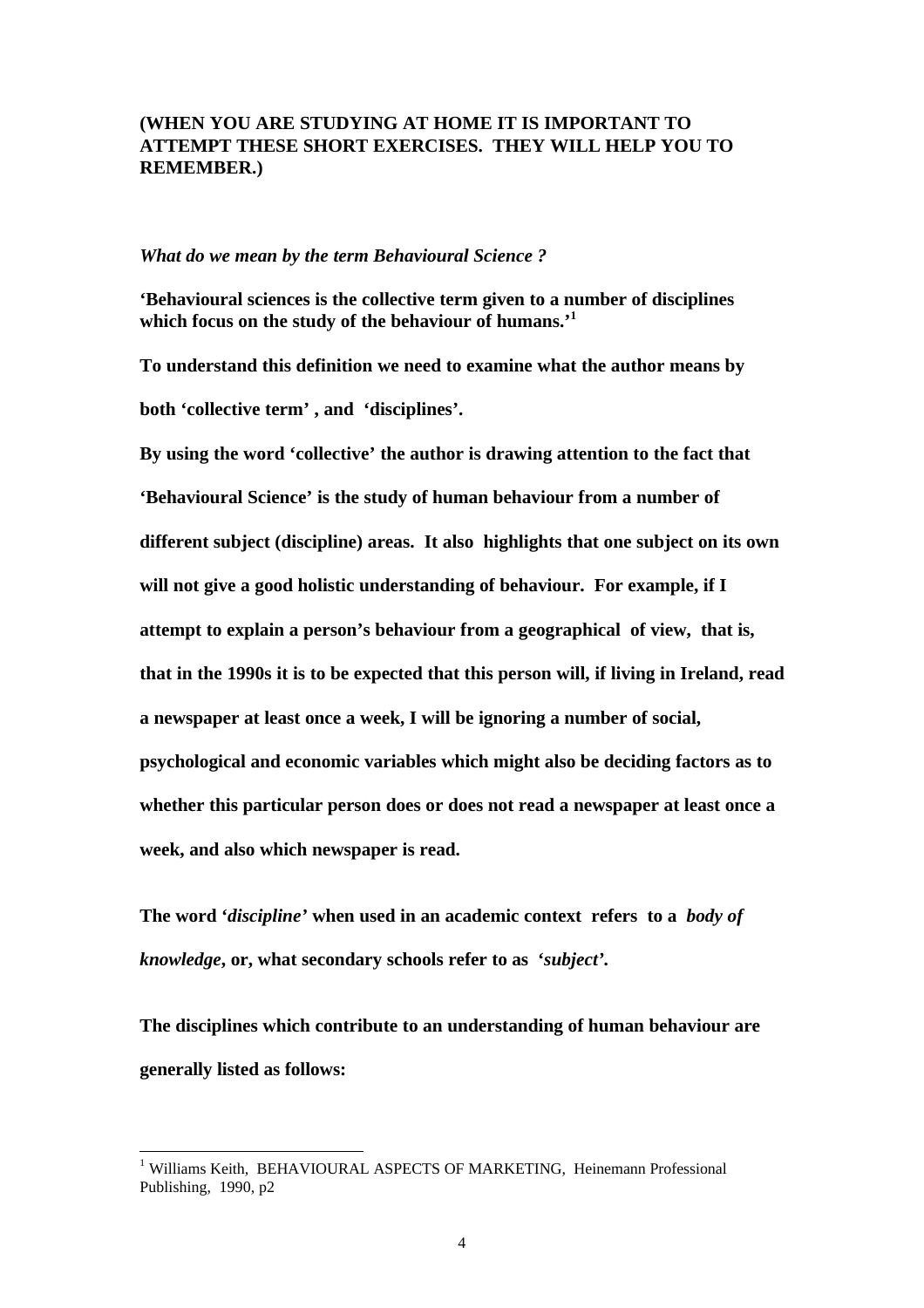**(WHEN YOU ARE STUDYING AT HOME IT IS IMPORTANT TO ATTEMPT THESE SHORT EXERCISES. THEY WILL HELP YOU TO REMEMBER.)**

***What do we mean by the term Behavioural Science ?***

**'Behavioural sciences is the collective term given to a number of disciplines which focus on the study of the behaviour of humans.'[1]**

**To understand this definition we need to examine what the author means by both 'collective term' , and 'disciplines'.**

**By using the word 'collective' the author is drawing attention to the fact that 'Behavioural Science' is the study of human behaviour from a number of different subject (discipline) areas. It also highlights that one subject on its own will not give a good holistic understanding of behaviour. For example, if I attempt to explain a person's behaviour from a geographical of view, that is, that in the 1990s it is to be expected that this person will, if living in Ireland, read a newspaper at least once a week, I will be ignoring a number of social, psychological and economic variables which might also be deciding factors as to whether this particular person does or does not read a newspaper at least once a week, and also which newspaper is read.**

**The word '*discipline*' when used in an academic context refers to a *body of knowledge*, or, what secondary schools refer to as '*subject*'.**

**The disciplines which contribute to an understanding of human behaviour are generally listed as follows:**

---

[1] Williams Keith, BEHAVIOURAL ASPECTS OF MARKETING, Heinemann Professional Publishing, 1990, p2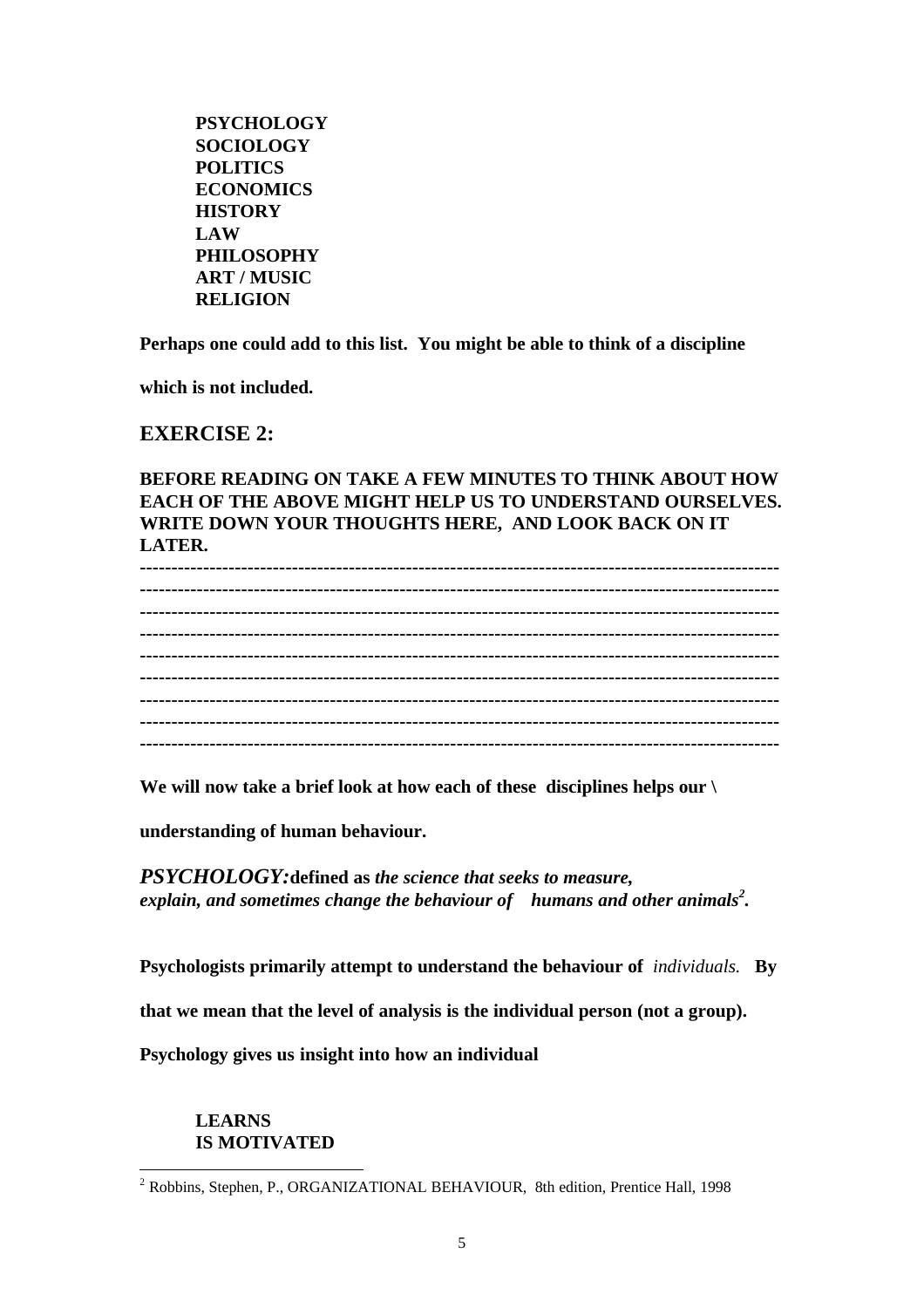**PSYCHOLOGY**
**SOCIOLOGY**
**POLITICS**
**ECONOMICS**
**HISTORY**
**LAW**
**PHILOSOPHY**
**ART / MUSIC**
**RELIGION**

**Perhaps one could add to this list. You might be able to think of a discipline which is not included.**

## EXERCISE 2:

**BEFORE READING ON TAKE A FEW MINUTES TO THINK ABOUT HOW EACH OF THE ABOVE MIGHT HELP US TO UNDERSTAND OURSELVES. WRITE DOWN YOUR THOUGHTS HERE, AND LOOK BACK ON IT LATER.**

------------------------------------------------------------------------------------------------
------------------------------------------------------------------------------------------------
------------------------------------------------------------------------------------------------
------------------------------------------------------------------------------------------------
------------------------------------------------------------------------------------------------
------------------------------------------------------------------------------------------------
------------------------------------------------------------------------------------------------
------------------------------------------------------------------------------------------------
------------------------------------------------------------------------------------------------

**We will now take a brief look at how each of these disciplines helps our \ understanding of human behaviour.**

***PSYCHOLOGY:*** **defined as** ***the science that seeks to measure, explain, and sometimes change the behaviour of humans and other animals***[2]**.**

**Psychologists primarily attempt to understand the behaviour of** *individuals.* **By that we mean that the level of analysis is the individual person (not a group).**

**Psychology gives us insight into how an individual**

**LEARNS**
**IS MOTIVATED**

[2] Robbins, Stephen, P., ORGANIZATIONAL BEHAVIOUR, 8th edition, Prentice Hall, 1998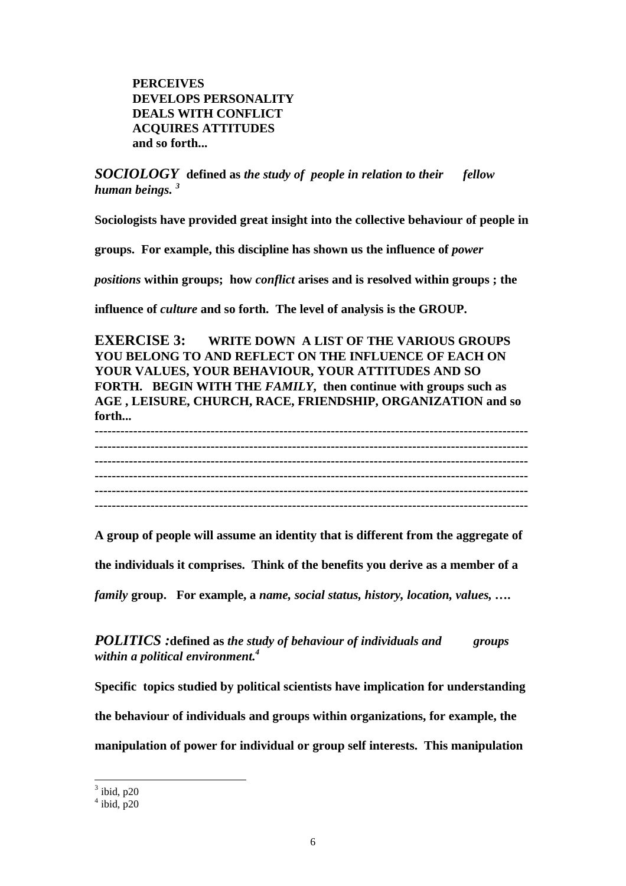**PERCEIVES**
**DEVELOPS PERSONALITY**
**DEALS WITH CONFLICT**
**ACQUIRES ATTITUDES**
**and so forth...**

***SOCIOLOGY*** **defined as** ***the study of people in relation to their fellow human beings.***[3]

**Sociologists have provided great insight into the collective behaviour of people in groups. For example, this discipline has shown us the influence of** ***power positions*** **within groups; how** ***conflict*** **arises and is resolved within groups ; the influence of** ***culture*** **and so forth. The level of analysis is the GROUP.**

**EXERCISE 3: WRITE DOWN A LIST OF THE VARIOUS GROUPS YOU BELONG TO AND REFLECT ON THE INFLUENCE OF EACH ON YOUR VALUES, YOUR BEHAVIOUR, YOUR ATTITUDES AND SO FORTH. BEGIN WITH THE** ***FAMILY*****, then continue with groups such as AGE , LEISURE, CHURCH, RACE, FRIENDSHIP, ORGANIZATION and so forth...**

--------------------------------------------------------------------------------------------------
--------------------------------------------------------------------------------------------------
--------------------------------------------------------------------------------------------------
--------------------------------------------------------------------------------------------------
--------------------------------------------------------------------------------------------------
--------------------------------------------------------------------------------------------------

**A group of people will assume an identity that is different from the aggregate of the individuals it comprises. Think of the benefits you derive as a member of a** ***family*** **group. For example, a** ***name, social status, history, location, values, ….***

***POLITICS :*** **defined as** ***the study of behaviour of individuals and groups within a political environment.***[4]

**Specific topics studied by political scientists have implication for understanding the behaviour of individuals and groups within organizations, for example, the manipulation of power for individual or group self interests. This manipulation**

---

[3] ibid, p20
[4] ibid, p20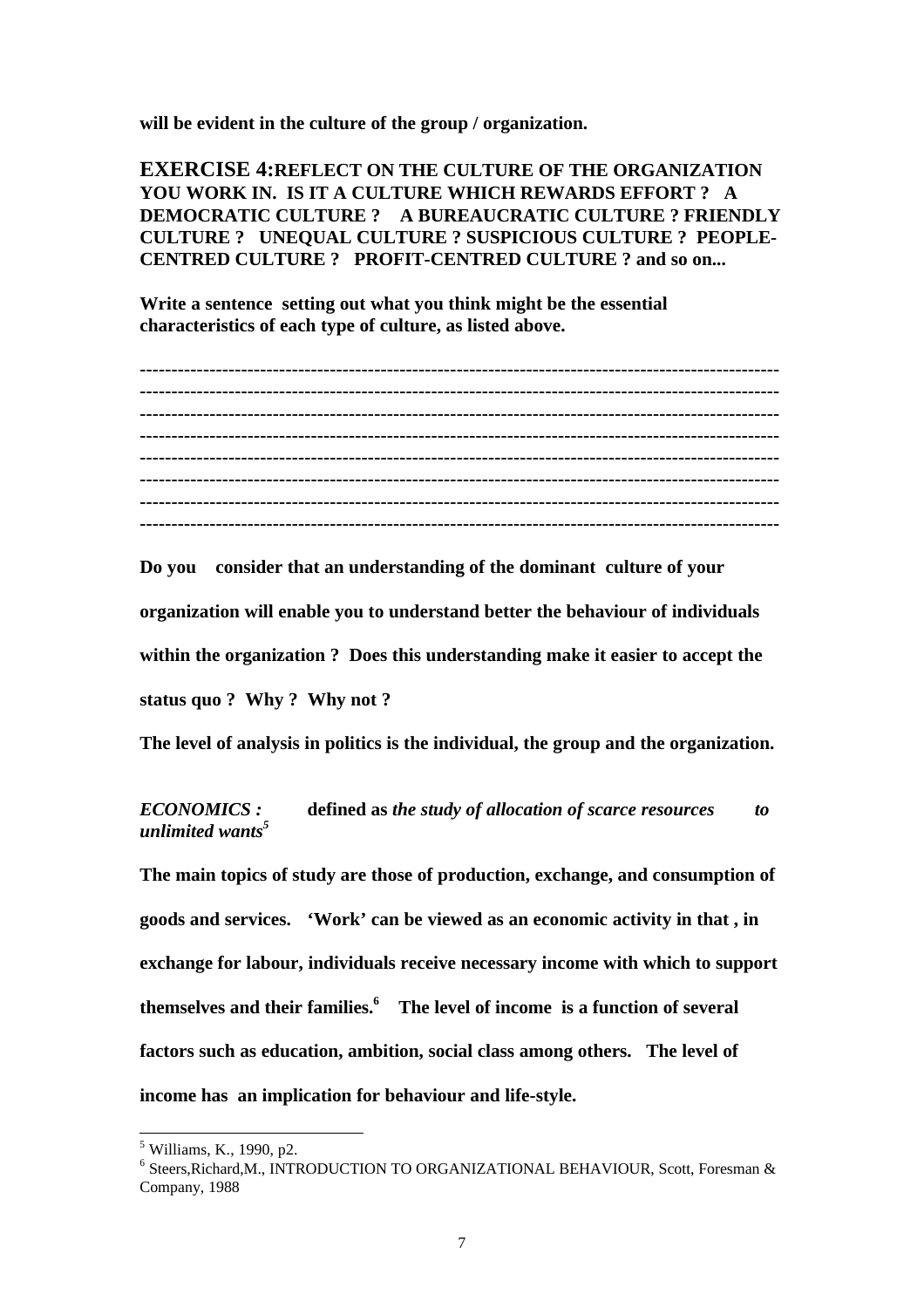**will be evident in the culture of the group / organization.**

**EXERCISE 4:REFLECT ON THE CULTURE OF THE ORGANIZATION YOU WORK IN. IS IT A CULTURE WHICH REWARDS EFFORT ? A DEMOCRATIC CULTURE ? A BUREAUCRATIC CULTURE ? FRIENDLY CULTURE ? UNEQUAL CULTURE ? SUSPICIOUS CULTURE ? PEOPLE-CENTRED CULTURE ? PROFIT-CENTRED CULTURE ? and so on...**

**Write a sentence setting out what you think might be the essential characteristics of each type of culture, as listed above.**

---------------------------------------------------------------------------------------------------
---------------------------------------------------------------------------------------------------
---------------------------------------------------------------------------------------------------
---------------------------------------------------------------------------------------------------
---------------------------------------------------------------------------------------------------
---------------------------------------------------------------------------------------------------
---------------------------------------------------------------------------------------------------
---------------------------------------------------------------------------------------------------

**Do you consider that an understanding of the dominant culture of your organization will enable you to understand better the behaviour of individuals within the organization ? Does this understanding make it easier to accept the status quo ? Why ? Why not ?**

**The level of analysis in politics is the individual, the group and the organization.**

***ECONOMICS :*** **defined as** ***the study of allocation of scarce resources to unlimited wants***[5]

**The main topics of study are those of production, exchange, and consumption of goods and services. 'Work' can be viewed as an economic activity in that , in exchange for labour, individuals receive necessary income with which to support themselves and their families.**[6] **The level of income is a function of several factors such as education, ambition, social class among others. The level of income has an implication for behaviour and life-style.**

---

[5] Williams, K., 1990, p2.

[6] Steers,Richard,M., INTRODUCTION TO ORGANIZATIONAL BEHAVIOUR, Scott, Foresman & Company, 1988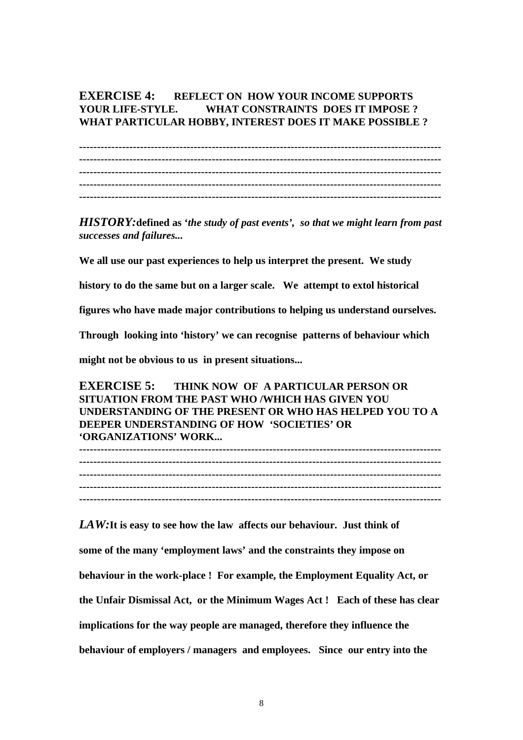**EXERCISE 4: REFLECT ON HOW YOUR INCOME SUPPORTS YOUR LIFE-STYLE. WHAT CONSTRAINTS DOES IT IMPOSE ? WHAT PARTICULAR HOBBY, INTEREST DOES IT MAKE POSSIBLE ?**

-------------------------------------------------------------------------------------------------
-------------------------------------------------------------------------------------------------
-------------------------------------------------------------------------------------------------
-------------------------------------------------------------------------------------------------
-------------------------------------------------------------------------------------------------

***HISTORY:*** **defined as** ***'the study of past events', so that we might learn from past successes and failures...***

**We all use our past experiences to help us interpret the present. We study history to do the same but on a larger scale. We attempt to extol historical figures who have made major contributions to helping us understand ourselves. Through looking into 'history' we can recognise patterns of behaviour which might not be obvious to us in present situations...**

**EXERCISE 5: THINK NOW OF A PARTICULAR PERSON OR SITUATION FROM THE PAST WHO /WHICH HAS GIVEN YOU UNDERSTANDING OF THE PRESENT OR WHO HAS HELPED YOU TO A DEEPER UNDERSTANDING OF HOW 'SOCIETIES' OR 'ORGANIZATIONS' WORK...**

-------------------------------------------------------------------------------------------------
-------------------------------------------------------------------------------------------------
-------------------------------------------------------------------------------------------------
-------------------------------------------------------------------------------------------------
-------------------------------------------------------------------------------------------------

***LAW:*** **It is easy to see how the law affects our behaviour. Just think of some of the many 'employment laws' and the constraints they impose on behaviour in the work-place ! For example, the Employment Equality Act, or the Unfair Dismissal Act, or the Minimum Wages Act ! Each of these has clear implications for the way people are managed, therefore they influence the behaviour of employers / managers and employees. Since our entry into the**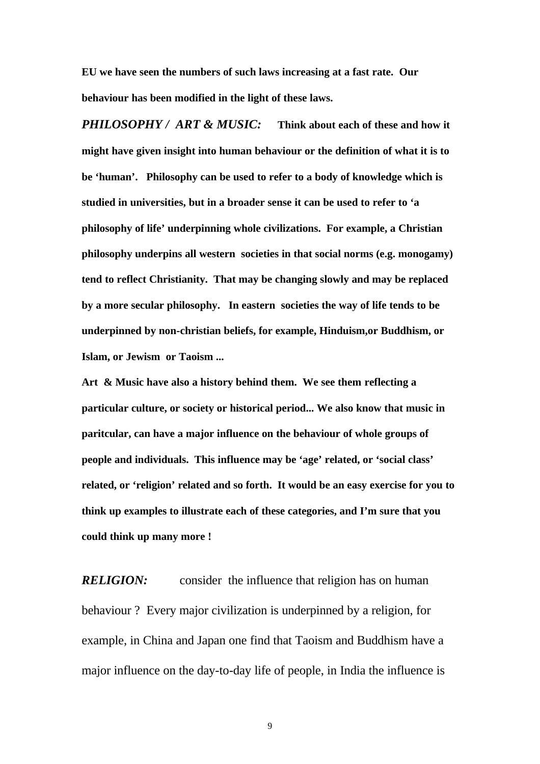**EU we have seen the numbers of such laws increasing at a fast rate. Our behaviour has been modified in the light of these laws.**

***PHILOSOPHY / ART & MUSIC:*** **Think about each of these and how it might have given insight into human behaviour or the definition of what it is to be 'human'. Philosophy can be used to refer to a body of knowledge which is studied in universities, but in a broader sense it can be used to refer to 'a philosophy of life' underpinning whole civilizations. For example, a Christian philosophy underpins all western societies in that social norms (e.g. monogamy) tend to reflect Christianity. That may be changing slowly and may be replaced by a more secular philosophy. In eastern societies the way of life tends to be underpinned by non-christian beliefs, for example, Hinduism,or Buddhism, or Islam, or Jewism or Taoism ...**

**Art & Music have also a history behind them. We see them reflecting a particular culture, or society or historical period... We also know that music in paritcular, can have a major influence on the behaviour of whole groups of people and individuals. This influence may be 'age' related, or 'social class' related, or 'religion' related and so forth. It would be an easy exercise for you to think up examples to illustrate each of these categories, and I'm sure that you could think up many more !**

***RELIGION:*** consider the influence that religion has on human behaviour ? Every major civilization is underpinned by a religion, for example, in China and Japan one find that Taoism and Buddhism have a major influence on the day-to-day life of people, in India the influence is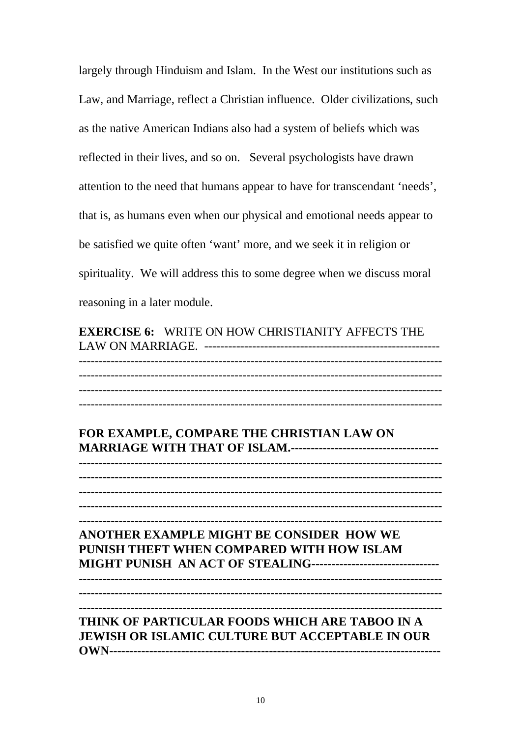largely through Hinduism and Islam. In the West our institutions such as Law, and Marriage, reflect a Christian influence. Older civilizations, such as the native American Indians also had a system of beliefs which was reflected in their lives, and so on. Several psychologists have drawn attention to the need that humans appear to have for transcendant 'needs', that is, as humans even when our physical and emotional needs appear to be satisfied we quite often 'want' more, and we seek it in religion or spirituality. We will address this to some degree when we discuss moral reasoning in a later module.

**EXERCISE 6:** WRITE ON HOW CHRISTIANITY AFFECTS THE LAW ON MARRIAGE. ----------------------------------------------------------
----------------------------------------------------------------------------------------
----------------------------------------------------------------------------------------
----------------------------------------------------------------------------------------
----------------------------------------------------------------------------------------

**FOR EXAMPLE, COMPARE THE CHRISTIAN LAW ON MARRIAGE WITH THAT OF ISLAM.------------------------------------**
**----------------------------------------------------------------------------------------**
**----------------------------------------------------------------------------------------**
**----------------------------------------------------------------------------------------**
**----------------------------------------------------------------------------------------**
**----------------------------------------------------------------------------------------**

**ANOTHER EXAMPLE MIGHT BE CONSIDER HOW WE PUNISH THEFT WHEN COMPARED WITH HOW ISLAM MIGHT PUNISH AN ACT OF STEALING-------------------------------**
**----------------------------------------------------------------------------------------**
**----------------------------------------------------------------------------------------**
**----------------------------------------------------------------------------------------**

**THINK OF PARTICULAR FOODS WHICH ARE TABOO IN A JEWISH OR ISLAMIC CULTURE BUT ACCEPTABLE IN OUR OWN--------------------------------------------------------------------------------**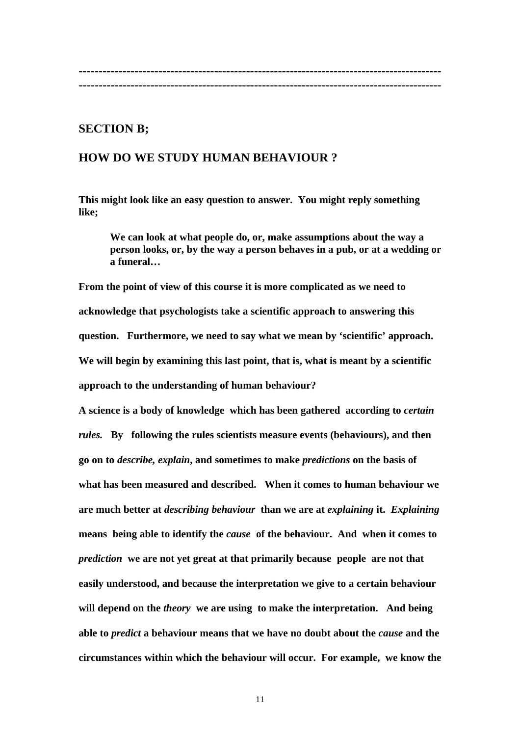---

---

## SECTION B;

## HOW DO WE STUDY HUMAN BEHAVIOUR ?

**This might look like an easy question to answer. You might reply something like;**

> **We can look at what people do, or, make assumptions about the way a person looks, or, by the way a person behaves in a pub, or at a wedding or a funeral…**

**From the point of view of this course it is more complicated as we need to acknowledge that psychologists take a scientific approach to answering this question. Furthermore, we need to say what we mean by 'scientific' approach. We will begin by examining this last point, that is, what is meant by a scientific approach to the understanding of human behaviour?**

**A science is a body of knowledge which has been gathered according to *certain rules.* By following the rules scientists measure events (behaviours), and then go on to *describe, explain*, and sometimes to make *predictions* on the basis of what has been measured and described. When it comes to human behaviour we are much better at *describing behaviour* than we are at *explaining* it. *Explaining* means being able to identify the *cause* of the behaviour. And when it comes to *prediction* we are not yet great at that primarily because people are not that easily understood, and because the interpretation we give to a certain behaviour will depend on the *theory* we are using to make the interpretation. And being able to *predict* a behaviour means that we have no doubt about the *cause* and the circumstances within which the behaviour will occur. For example, we know the**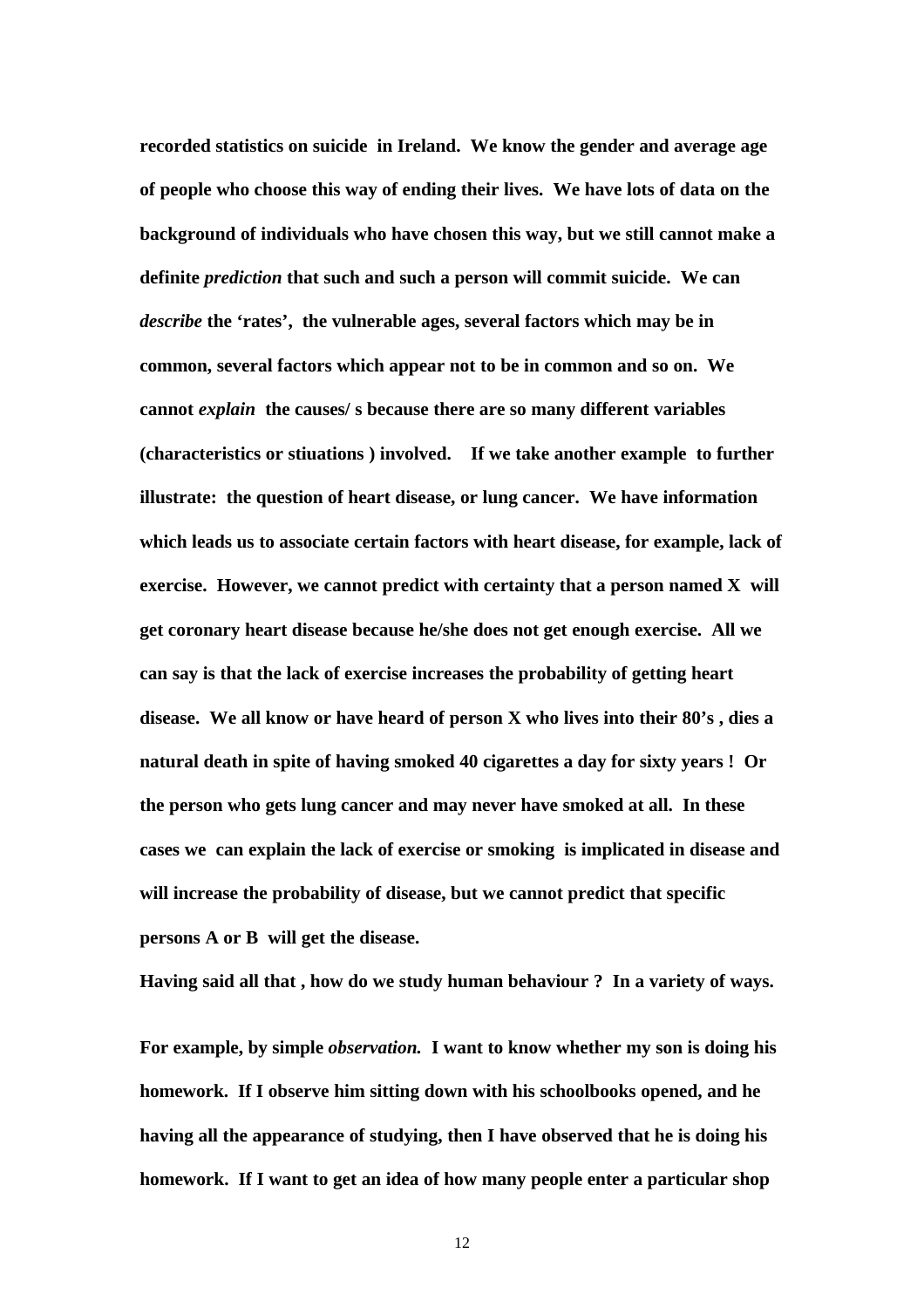recorded statistics on suicide in Ireland. We know the gender and average age of people who choose this way of ending their lives. We have lots of data on the background of individuals who have chosen this way, but we still cannot make a definite *prediction* that such and such a person will commit suicide. We can *describe* the 'rates', the vulnerable ages, several factors which may be in common, several factors which appear not to be in common and so on. We cannot *explain* the causes/ s because there are so many different variables (characteristics or stiuations ) involved. If we take another example to further illustrate: the question of heart disease, or lung cancer. We have information which leads us to associate certain factors with heart disease, for example, lack of exercise. However, we cannot predict with certainty that a person named X will get coronary heart disease because he/she does not get enough exercise. All we can say is that the lack of exercise increases the probability of getting heart disease. We all know or have heard of person X who lives into their 80's , dies a natural death in spite of having smoked 40 cigarettes a day for sixty years ! Or the person who gets lung cancer and may never have smoked at all. In these cases we can explain the lack of exercise or smoking is implicated in disease and will increase the probability of disease, but we cannot predict that specific persons A or B will get the disease.

Having said all that , how do we study human behaviour ? In a variety of ways.

For example, by simple *observation.* I want to know whether my son is doing his homework. If I observe him sitting down with his schoolbooks opened, and he having all the appearance of studying, then I have observed that he is doing his homework. If I want to get an idea of how many people enter a particular shop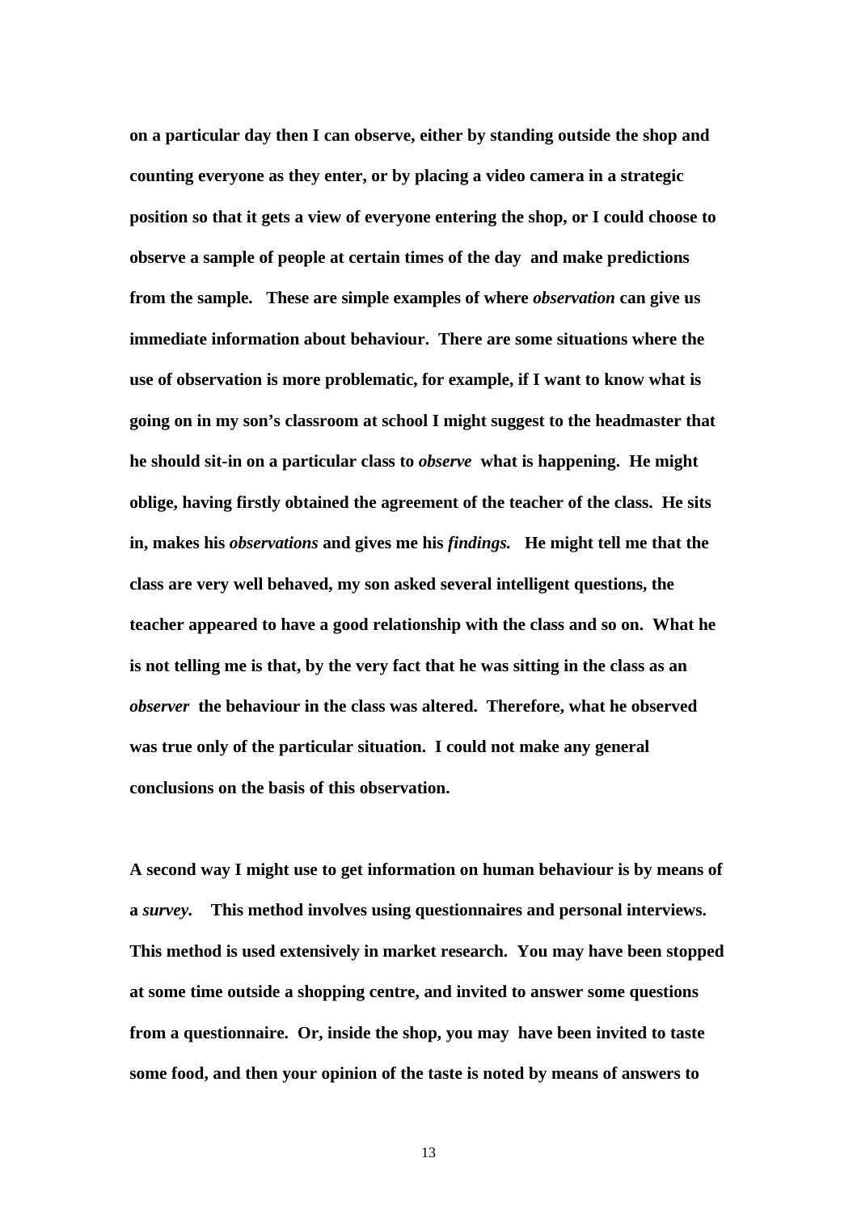**on a particular day then I can observe, either by standing outside the shop and counting everyone as they enter, or by placing a video camera in a strategic position so that it gets a view of everyone entering the shop, or I could choose to observe a sample of people at certain times of the day and make predictions from the sample. These are simple examples of where *observation* can give us immediate information about behaviour. There are some situations where the use of observation is more problematic, for example, if I want to know what is going on in my son's classroom at school I might suggest to the headmaster that he should sit-in on a particular class to *observe* what is happening. He might oblige, having firstly obtained the agreement of the teacher of the class. He sits in, makes his *observations* and gives me his *findings.* He might tell me that the class are very well behaved, my son asked several intelligent questions, the teacher appeared to have a good relationship with the class and so on. What he is not telling me is that, by the very fact that he was sitting in the class as an *observer* the behaviour in the class was altered. Therefore, what he observed was true only of the particular situation. I could not make any general conclusions on the basis of this observation.**

**A second way I might use to get information on human behaviour is by means of a *survey.* This method involves using questionnaires and personal interviews. This method is used extensively in market research. You may have been stopped at some time outside a shopping centre, and invited to answer some questions from a questionnaire. Or, inside the shop, you may have been invited to taste some food, and then your opinion of the taste is noted by means of answers to**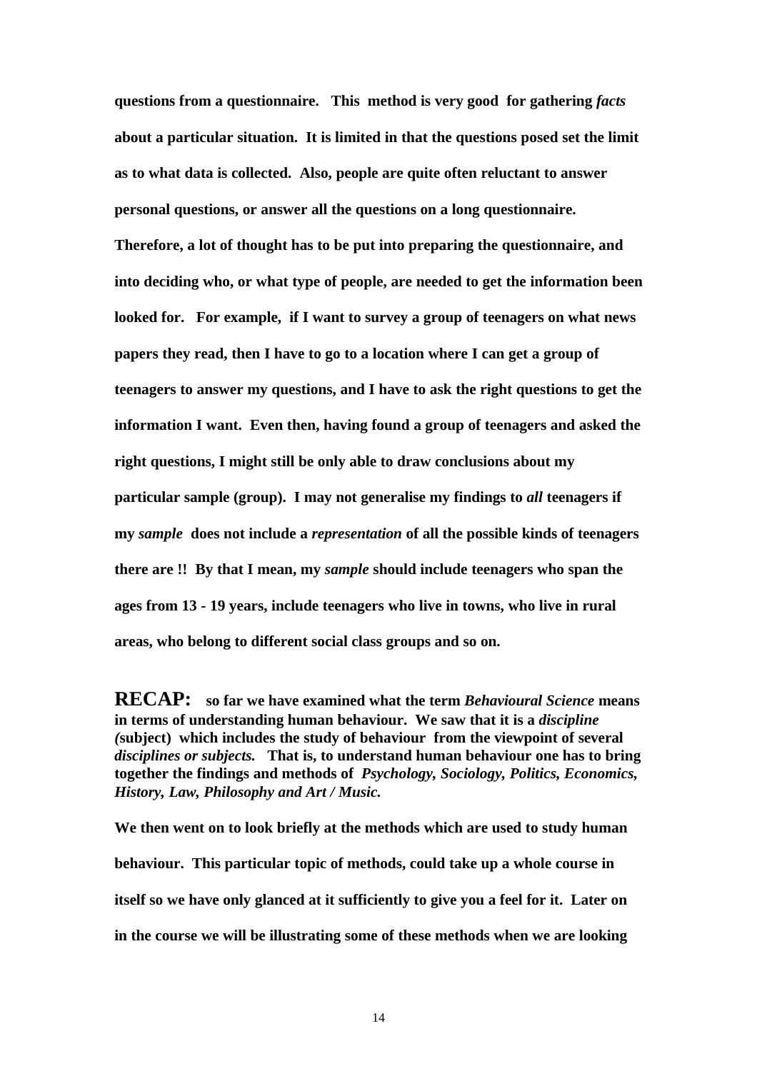**questions from a questionnaire. This method is very good for gathering *facts* about a particular situation. It is limited in that the questions posed set the limit as to what data is collected. Also, people are quite often reluctant to answer personal questions, or answer all the questions on a long questionnaire. Therefore, a lot of thought has to be put into preparing the questionnaire, and into deciding who, or what type of people, are needed to get the information been looked for. For example, if I want to survey a group of teenagers on what news papers they read, then I have to go to a location where I can get a group of teenagers to answer my questions, and I have to ask the right questions to get the information I want. Even then, having found a group of teenagers and asked the right questions, I might still be only able to draw conclusions about my particular sample (group). I may not generalise my findings to *all* teenagers if my *sample* does not include a *representation* of all the possible kinds of teenagers there are !! By that I mean, my *sample* should include teenagers who span the ages from 13 - 19 years, include teenagers who live in towns, who live in rural areas, who belong to different social class groups and so on.**

**RECAP:** **so far we have examined what the term *Behavioural Science* means in terms of understanding human behaviour. We saw that it is a *discipline (*subject) which includes the study of behaviour from the viewpoint of several *disciplines or subjects.* That is, to understand human behaviour one has to bring together the findings and methods of *Psychology, Sociology, Politics, Economics, History, Law, Philosophy and Art / Music.***

**We then went on to look briefly at the methods which are used to study human behaviour. This particular topic of methods, could take up a whole course in itself so we have only glanced at it sufficiently to give you a feel for it. Later on in the course we will be illustrating some of these methods when we are looking**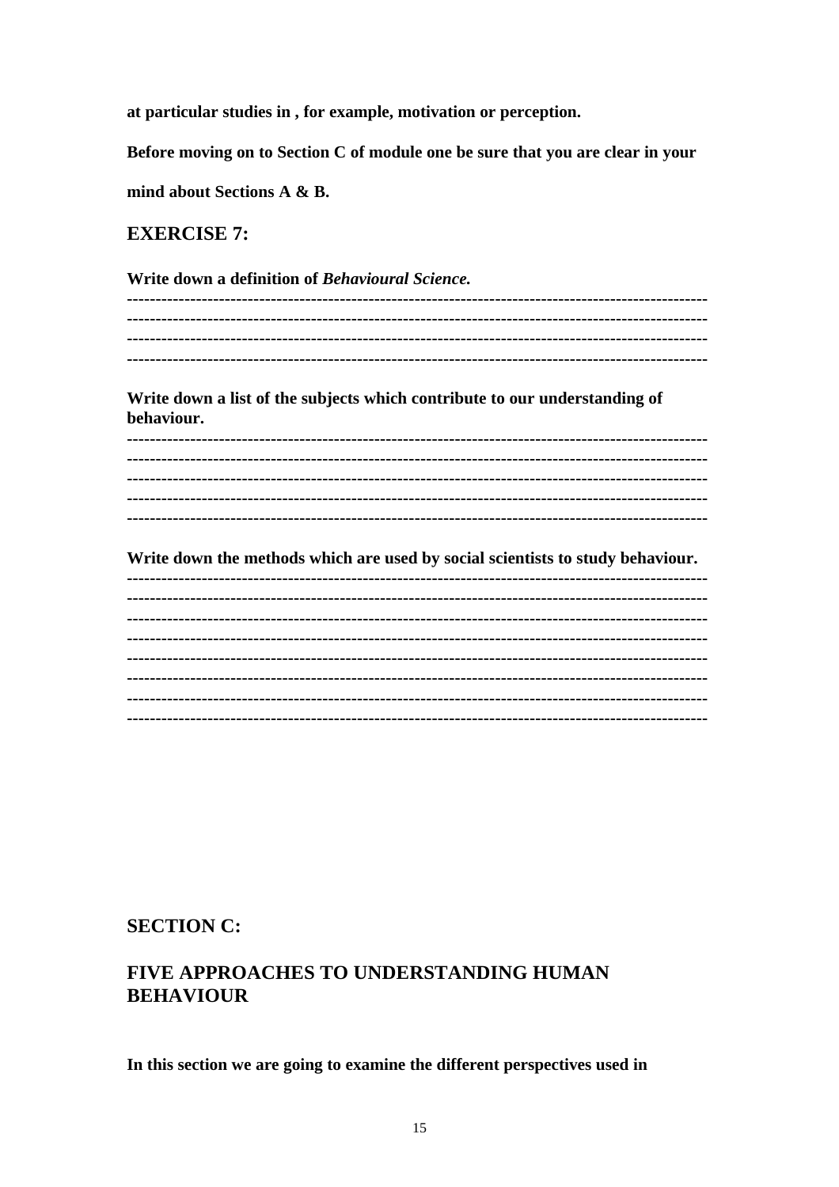**at particular studies in , for example, motivation or perception.**

**Before moving on to Section C of module one be sure that you are clear in your mind about Sections A & B.**

## EXERCISE 7:

**Write down a definition of *Behavioural Science.***

---------------------------------------------------------------------------------------------------
---------------------------------------------------------------------------------------------------
---------------------------------------------------------------------------------------------------
---------------------------------------------------------------------------------------------------

**Write down a list of the subjects which contribute to our understanding of behaviour.**

---------------------------------------------------------------------------------------------------
---------------------------------------------------------------------------------------------------
---------------------------------------------------------------------------------------------------
---------------------------------------------------------------------------------------------------
---------------------------------------------------------------------------------------------------

**Write down the methods which are used by social scientists to study behaviour.**

---------------------------------------------------------------------------------------------------
---------------------------------------------------------------------------------------------------
---------------------------------------------------------------------------------------------------
---------------------------------------------------------------------------------------------------
---------------------------------------------------------------------------------------------------
---------------------------------------------------------------------------------------------------
---------------------------------------------------------------------------------------------------
---------------------------------------------------------------------------------------------------

## SECTION C:

## FIVE APPROACHES TO UNDERSTANDING HUMAN BEHAVIOUR

**In this section we are going to examine the different perspectives used in**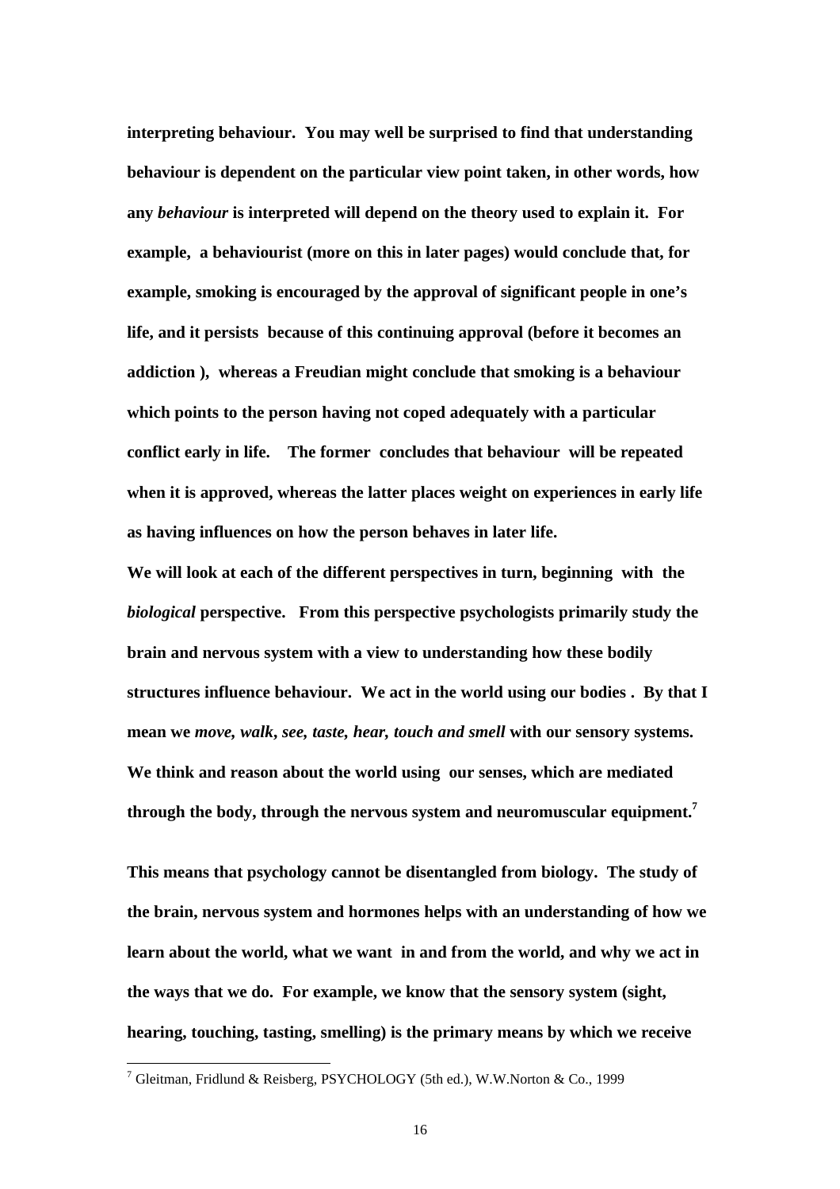**interpreting behaviour. You may well be surprised to find that understanding behaviour is dependent on the particular view point taken, in other words, how any *behaviour* is interpreted will depend on the theory used to explain it. For example, a behaviourist (more on this in later pages) would conclude that, for example, smoking is encouraged by the approval of significant people in one's life, and it persists because of this continuing approval (before it becomes an addiction ), whereas a Freudian might conclude that smoking is a behaviour which points to the person having not coped adequately with a particular conflict early in life. The former concludes that behaviour will be repeated when it is approved, whereas the latter places weight on experiences in early life as having influences on how the person behaves in later life.**

**We will look at each of the different perspectives in turn, beginning with the *biological* perspective. From this perspective psychologists primarily study the brain and nervous system with a view to understanding how these bodily structures influence behaviour. We act in the world using our bodies . By that I mean we *move, walk, see, taste, hear, touch and smell* with our sensory systems. We think and reason about the world using our senses, which are mediated through the body, through the nervous system and neuromuscular equipment.[7]**

**This means that psychology cannot be disentangled from biology. The study of the brain, nervous system and hormones helps with an understanding of how we learn about the world, what we want in and from the world, and why we act in the ways that we do. For example, we know that the sensory system (sight, hearing, touching, tasting, smelling) is the primary means by which we receive**

---

[7] Gleitman, Fridlund & Reisberg, PSYCHOLOGY (5th ed.), W.W.Norton & Co., 1999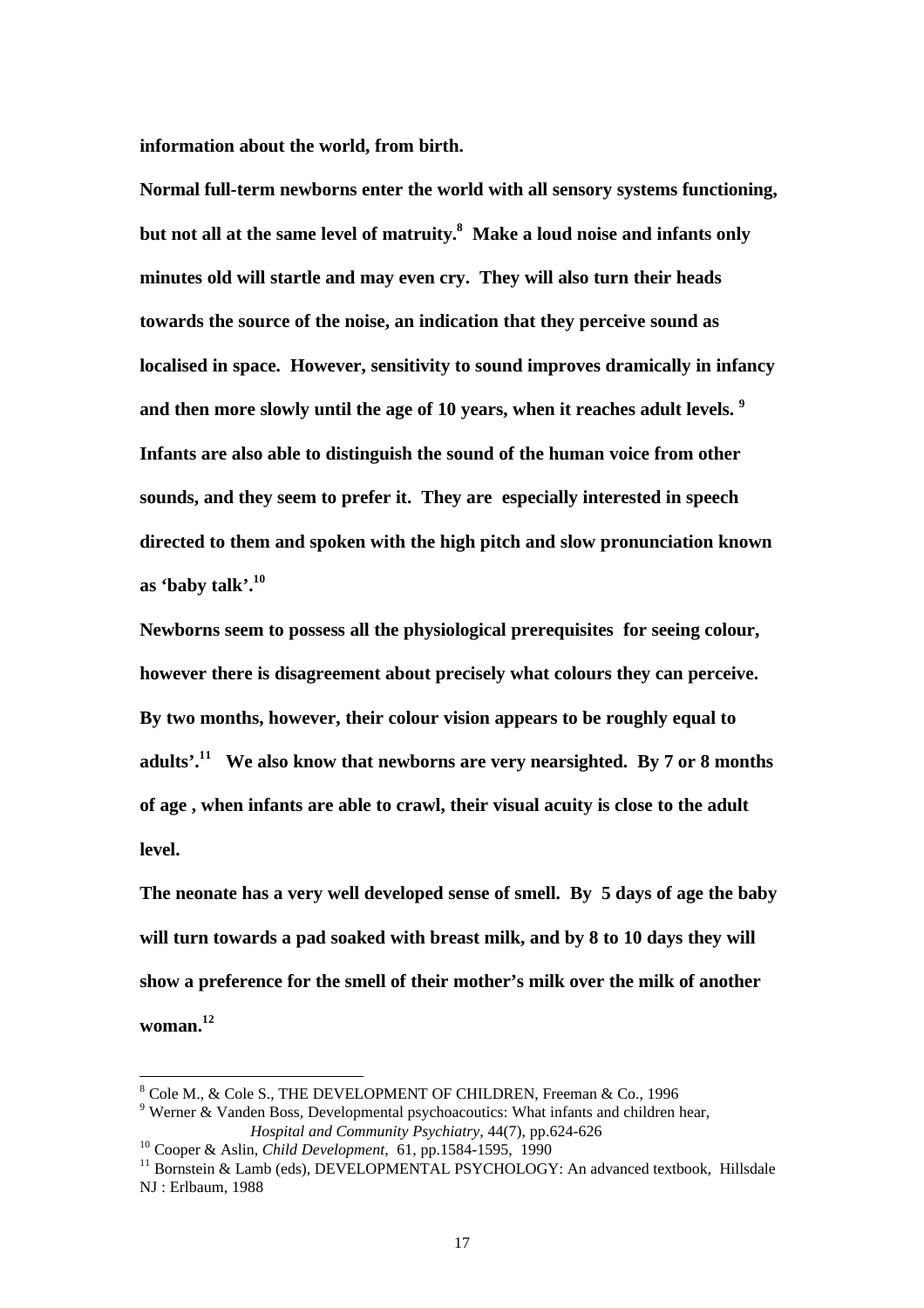**information about the world, from birth.**

**Normal full-term newborns enter the world with all sensory systems functioning, but not all at the same level of matruity.[8] Make a loud noise and infants only minutes old will startle and may even cry. They will also turn their heads towards the source of the noise, an indication that they perceive sound as localised in space. However, sensitivity to sound improves dramically in infancy and then more slowly until the age of 10 years, when it reaches adult levels. [9] Infants are also able to distinguish the sound of the human voice from other sounds, and they seem to prefer it. They are especially interested in speech directed to them and spoken with the high pitch and slow pronunciation known as 'baby talk'.[10]**

**Newborns seem to possess all the physiological prerequisites for seeing colour, however there is disagreement about precisely what colours they can perceive. By two months, however, their colour vision appears to be roughly equal to adults'.[11] We also know that newborns are very nearsighted. By 7 or 8 months of age , when infants are able to crawl, their visual acuity is close to the adult level.**

**The neonate has a very well developed sense of smell. By 5 days of age the baby will turn towards a pad soaked with breast milk, and by 8 to 10 days they will show a preference for the smell of their mother's milk over the milk of another woman.[12]**

---

[8] Cole M., & Cole S., THE DEVELOPMENT OF CHILDREN, Freeman & Co., 1996

[9] Werner & Vanden Boss, Developmental psychoacoutics: What infants and children hear, *Hospital and Community Psychiatry*, 44(7), pp.624-626

[10] Cooper & Aslin, *Child Development,* 61, pp.1584-1595, 1990

[11] Bornstein & Lamb (eds), DEVELOPMENTAL PSYCHOLOGY: An advanced textbook, Hillsdale NJ : Erlbaum, 1988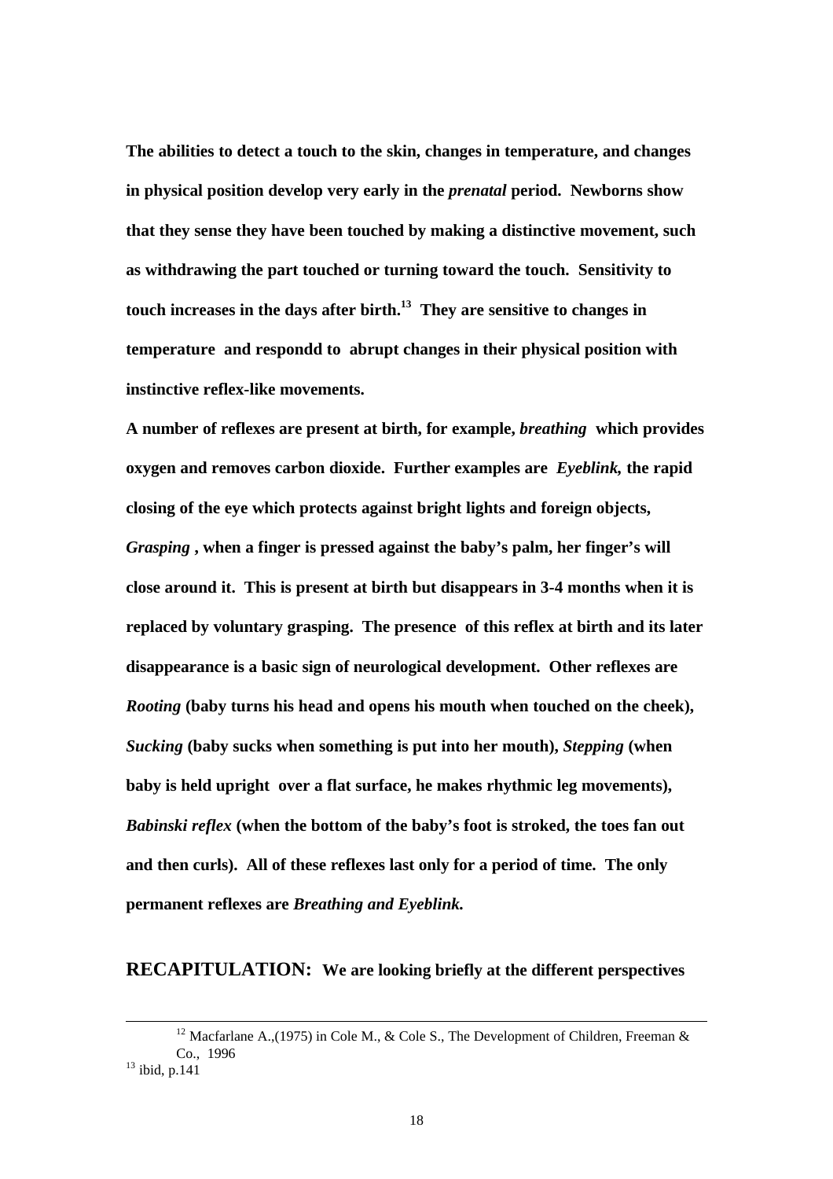**The abilities to detect a touch to the skin, changes in temperature, and changes in physical position develop very early in the *prenatal* period. Newborns show that they sense they have been touched by making a distinctive movement, such as withdrawing the part touched or turning toward the touch. Sensitivity to touch increases in the days after birth.[13] They are sensitive to changes in temperature and respondd to abrupt changes in their physical position with instinctive reflex-like movements.**

**A number of reflexes are present at birth, for example, *breathing* which provides oxygen and removes carbon dioxide. Further examples are *Eyeblink,* the rapid closing of the eye which protects against bright lights and foreign objects, *Grasping* , when a finger is pressed against the baby's palm, her finger's will close around it. This is present at birth but disappears in 3-4 months when it is replaced by voluntary grasping. The presence of this reflex at birth and its later disappearance is a basic sign of neurological development. Other reflexes are *Rooting* (baby turns his head and opens his mouth when touched on the cheek), *Sucking* (baby sucks when something is put into her mouth), *Stepping* (when baby is held upright over a flat surface, he makes rhythmic leg movements), *Babinski reflex* (when the bottom of the baby's foot is stroked, the toes fan out and then curls). All of these reflexes last only for a period of time. The only permanent reflexes are *Breathing and Eyeblink.***

**RECAPITULATION: We are looking briefly at the different perspectives**

---

[12] Macfarlane A.,(1975) in Cole M., & Cole S., The Development of Children, Freeman & Co., 1996

[13] ibid, p.141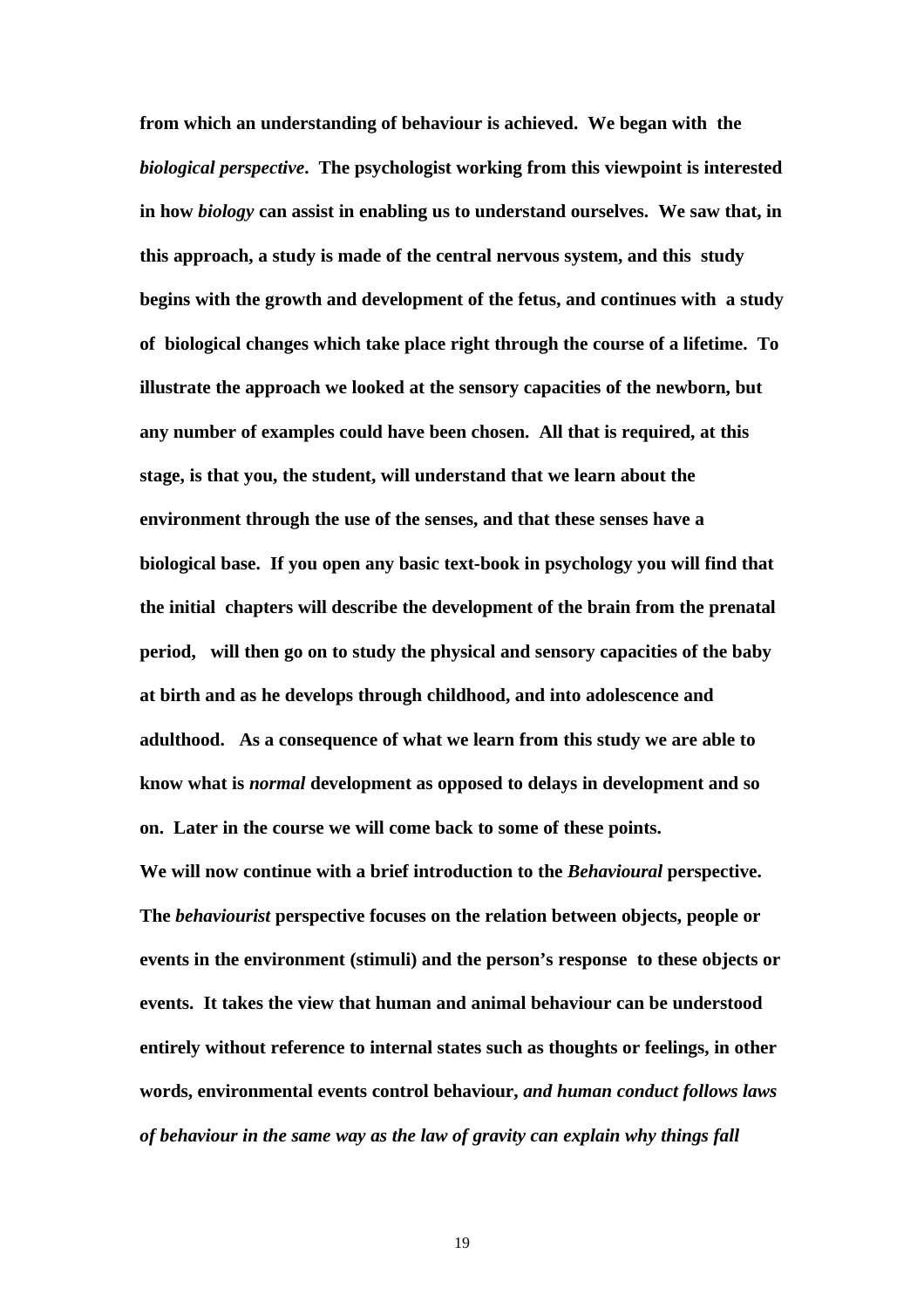**from which an understanding of behaviour is achieved. We began with the *biological perspective*. The psychologist working from this viewpoint is interested in how *biology* can assist in enabling us to understand ourselves. We saw that, in this approach, a study is made of the central nervous system, and this study begins with the growth and development of the fetus, and continues with a study of biological changes which take place right through the course of a lifetime. To illustrate the approach we looked at the sensory capacities of the newborn, but any number of examples could have been chosen. All that is required, at this stage, is that you, the student, will understand that we learn about the environment through the use of the senses, and that these senses have a biological base. If you open any basic text-book in psychology you will find that the initial chapters will describe the development of the brain from the prenatal period, will then go on to study the physical and sensory capacities of the baby at birth and as he develops through childhood, and into adolescence and adulthood. As a consequence of what we learn from this study we are able to know what is *normal* development as opposed to delays in development and so on. Later in the course we will come back to some of these points.**

**We will now continue with a brief introduction to the *Behavioural* perspective. The *behaviourist* perspective focuses on the relation between objects, people or events in the environment (stimuli) and the person's response to these objects or events. It takes the view that human and animal behaviour can be understood entirely without reference to internal states such as thoughts or feelings, in other words, environmental events control behaviour, *and human conduct follows laws of behaviour in the same way as the law of gravity can explain why things fall***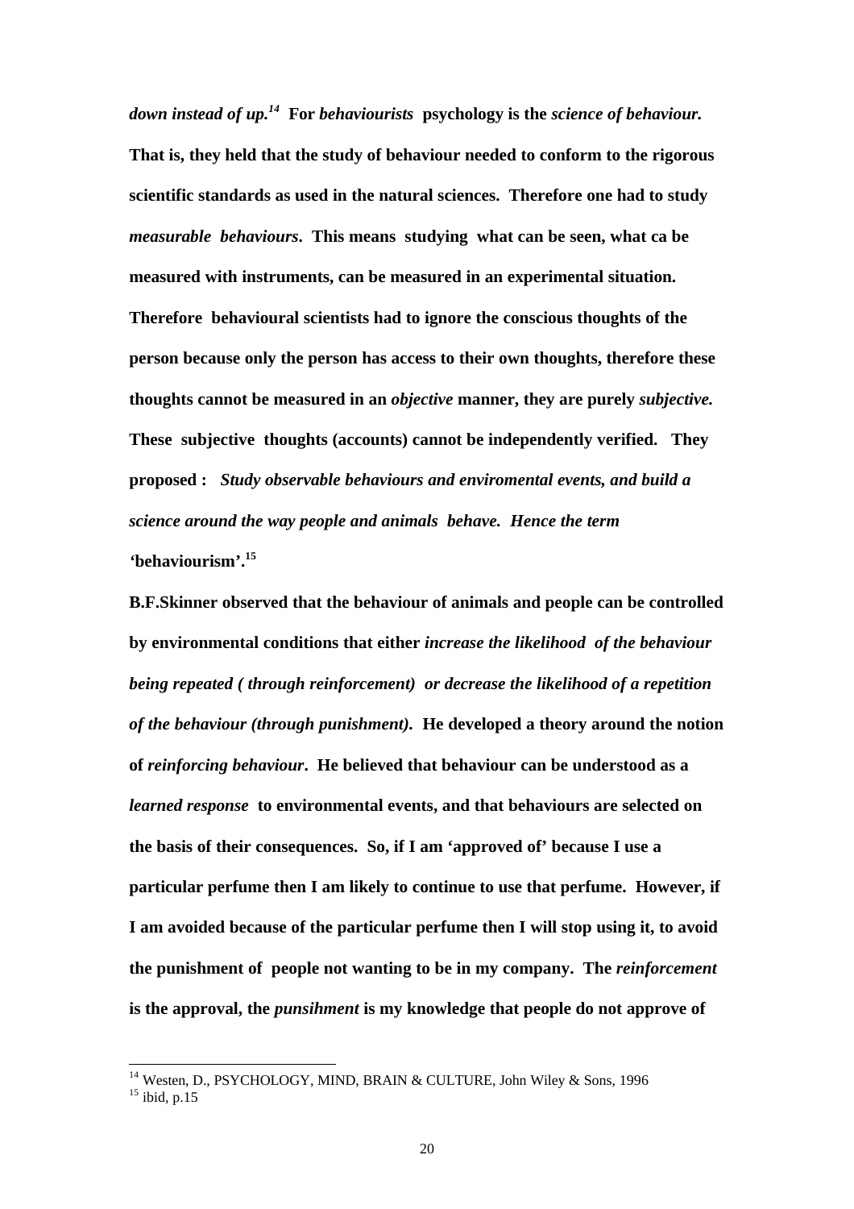***down instead of up.***[14] **For *behaviourists* psychology is the *science of behaviour.* That is, they held that the study of behaviour needed to conform to the rigorous scientific standards as used in the natural sciences. Therefore one had to study *measurable behaviours*. This means studying what can be seen, what ca be measured with instruments, can be measured in an experimental situation. Therefore behavioural scientists had to ignore the conscious thoughts of the person because only the person has access to their own thoughts, therefore these thoughts cannot be measured in an *objective* manner, they are purely *subjective.* These subjective thoughts (accounts) cannot be independently verified. They proposed : *Study observable behaviours and enviromental events, and build a science around the way people and animals behave. Hence the term* 'behaviourism'.**[15]

**B.F.Skinner observed that the behaviour of animals and people can be controlled by environmental conditions that either *increase the likelihood of the behaviour being repeated ( through reinforcement) or decrease the likelihood of a repetition of the behaviour (through punishment)*. He developed a theory around the notion of *reinforcing behaviour*. He believed that behaviour can be understood as a *learned response* to environmental events, and that behaviours are selected on the basis of their consequences. So, if I am 'approved of' because I use a particular perfume then I am likely to continue to use that perfume. However, if I am avoided because of the particular perfume then I will stop using it, to avoid the punishment of people not wanting to be in my company. The *reinforcement* is the approval, the *punsihment* is my knowledge that people do not approve of**

---

[14] Westen, D., PSYCHOLOGY, MIND, BRAIN & CULTURE, John Wiley & Sons, 1996
[15] ibid, p.15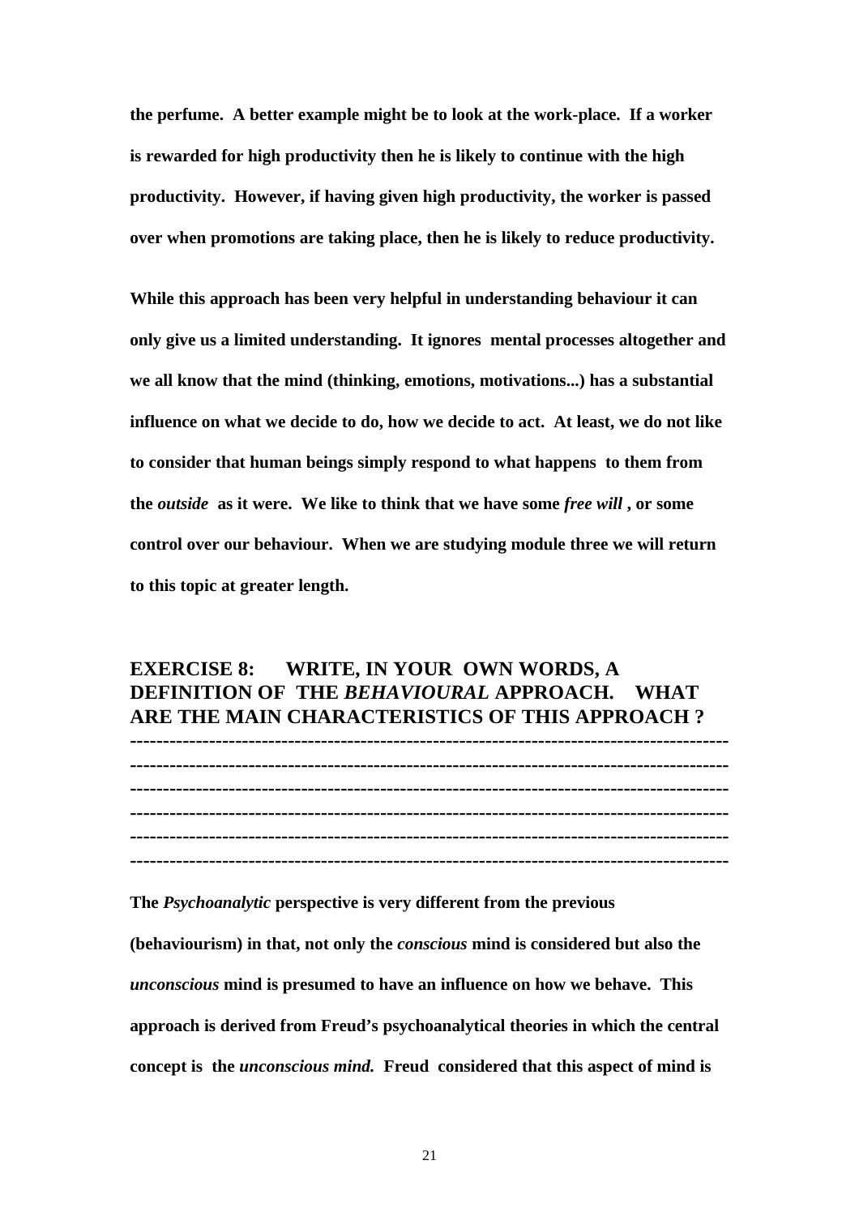**the perfume. A better example might be to look at the work-place. If a worker is rewarded for high productivity then he is likely to continue with the high productivity. However, if having given high productivity, the worker is passed over when promotions are taking place, then he is likely to reduce productivity.**

**While this approach has been very helpful in understanding behaviour it can only give us a limited understanding. It ignores mental processes altogether and we all know that the mind (thinking, emotions, motivations...) has a substantial influence on what we decide to do, how we decide to act. At least, we do not like to consider that human beings simply respond to what happens to them from the *outside* as it were. We like to think that we have some *free will* , or some control over our behaviour. When we are studying module three we will return to this topic at greater length.**

**EXERCISE 8: WRITE, IN YOUR OWN WORDS, A DEFINITION OF THE *BEHAVIOURAL* APPROACH. WHAT ARE THE MAIN CHARACTERISTICS OF THIS APPROACH ?**

------------------------------------------------------------------------------------------

------------------------------------------------------------------------------------------

------------------------------------------------------------------------------------------

------------------------------------------------------------------------------------------

------------------------------------------------------------------------------------------

------------------------------------------------------------------------------------------

**The *Psychoanalytic* perspective is very different from the previous (behaviourism) in that, not only the *conscious* mind is considered but also the *unconscious* mind is presumed to have an influence on how we behave. This approach is derived from Freud's psychoanalytical theories in which the central concept is the *unconscious mind.* Freud considered that this aspect of mind is**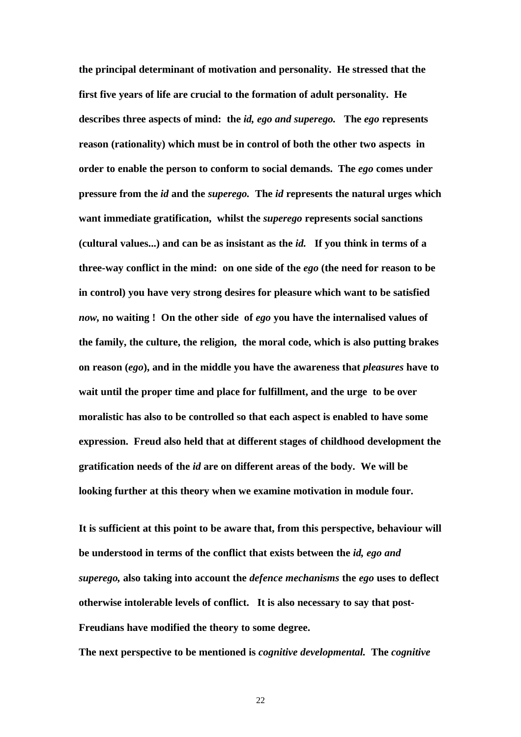**the principal determinant of motivation and personality. He stressed that the first five years of life are crucial to the formation of adult personality. He describes three aspects of mind: the *id, ego and superego.* The *ego* represents reason (rationality) which must be in control of both the other two aspects in order to enable the person to conform to social demands. The *ego* comes under pressure from the *id* and the *superego.* The *id* represents the natural urges which want immediate gratification, whilst the *superego* represents social sanctions (cultural values...) and can be as insistant as the *id.* If you think in terms of a three-way conflict in the mind: on one side of the *ego* (the need for reason to be in control) you have very strong desires for pleasure which want to be satisfied *now,* no waiting ! On the other side of *ego* you have the internalised values of the family, the culture, the religion, the moral code, which is also putting brakes on reason (*ego*), and in the middle you have the awareness that *pleasures* have to wait until the proper time and place for fulfillment, and the urge to be over moralistic has also to be controlled so that each aspect is enabled to have some expression. Freud also held that at different stages of childhood development the gratification needs of the *id* are on different areas of the body. We will be looking further at this theory when we examine motivation in module four.**

**It is sufficient at this point to be aware that, from this perspective, behaviour will be understood in terms of the conflict that exists between the *id, ego and superego,* also taking into account the *defence mechanisms* the *ego* uses to deflect otherwise intolerable levels of conflict. It is also necessary to say that post-Freudians have modified the theory to some degree.**

**The next perspective to be mentioned is *cognitive developmental.* The *cognitive***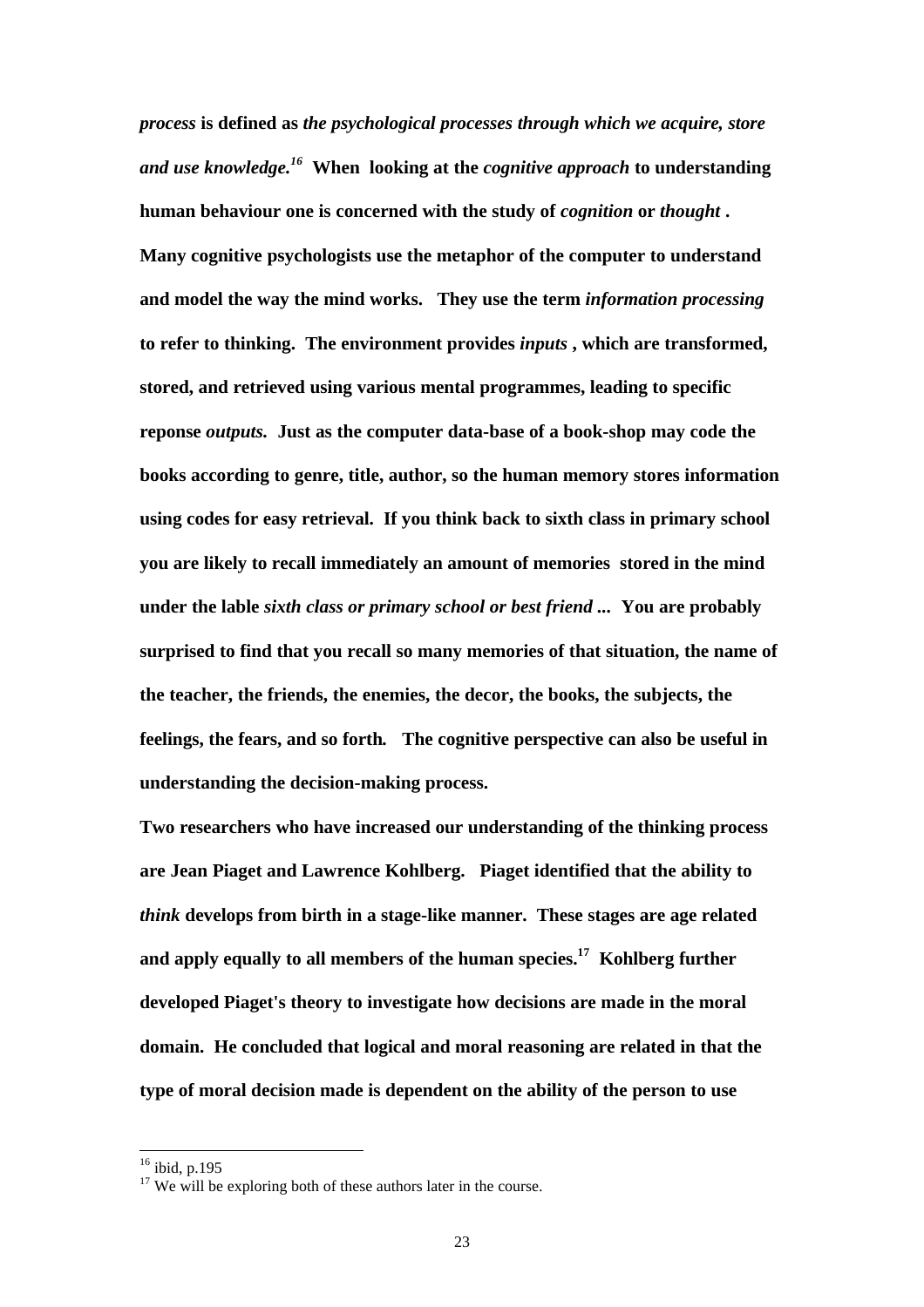***process* is defined as *the psychological processes through which we acquire, store and use knowledge.*[16] When looking at the *cognitive approach* to understanding human behaviour one is concerned with the study of *cognition* or *thought* . Many cognitive psychologists use the metaphor of the computer to understand and model the way the mind works. They use the term *information processing* to refer to thinking. The environment provides *inputs* , which are transformed, stored, and retrieved using various mental programmes, leading to specific reponse *outputs.* Just as the computer data-base of a book-shop may code the books according to genre, title, author, so the human memory stores information using codes for easy retrieval. If you think back to sixth class in primary school you are likely to recall immediately an amount of memories stored in the mind under the lable *sixth class or primary school or best friend* ... You are probably surprised to find that you recall so many memories of that situation, the name of the teacher, the friends, the enemies, the decor, the books, the subjects, the feelings, the fears, and so forth. The cognitive perspective can also be useful in understanding the decision-making process.**

**Two researchers who have increased our understanding of the thinking process are Jean Piaget and Lawrence Kohlberg. Piaget identified that the ability to *think* develops from birth in a stage-like manner. These stages are age related and apply equally to all members of the human species.[17] Kohlberg further developed Piaget's theory to investigate how decisions are made in the moral domain. He concluded that logical and moral reasoning are related in that the type of moral decision made is dependent on the ability of the person to use**

---

[16] ibid, p.195

[17] We will be exploring both of these authors later in the course.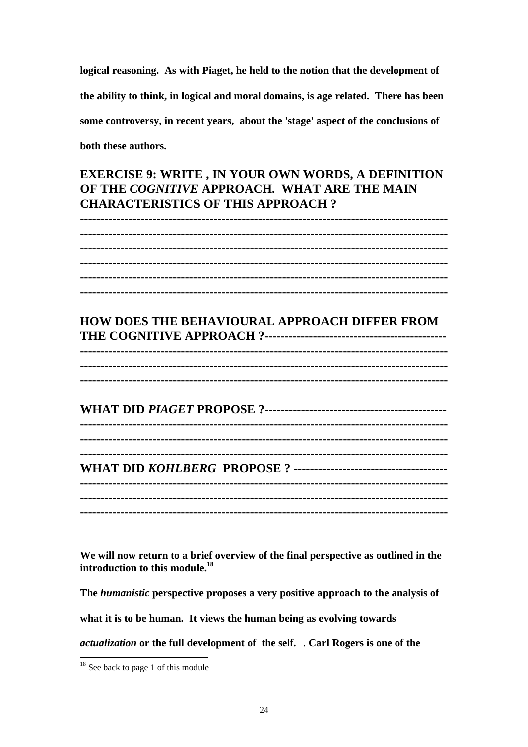**logical reasoning. As with Piaget, he held to the notion that the development of the ability to think, in logical and moral domains, is age related. There has been some controversy, in recent years, about the 'stage' aspect of the conclusions of both these authors.**

## EXERCISE 9: WRITE , IN YOUR OWN WORDS, A DEFINITION OF THE *COGNITIVE* APPROACH. WHAT ARE THE MAIN CHARACTERISTICS OF THIS APPROACH ?

---------------------------------------------------------------------------------------
---------------------------------------------------------------------------------------
---------------------------------------------------------------------------------------
---------------------------------------------------------------------------------------
---------------------------------------------------------------------------------------
---------------------------------------------------------------------------------------

## HOW DOES THE BEHAVIOURAL APPROACH DIFFER FROM THE COGNITIVE APPROACH ?------------------------------------------

---------------------------------------------------------------------------------------
---------------------------------------------------------------------------------------
---------------------------------------------------------------------------------------

## WHAT DID *PIAGET* PROPOSE ?------------------------------------------

---------------------------------------------------------------------------------------
---------------------------------------------------------------------------------------
---------------------------------------------------------------------------------------

## WHAT DID *KOHLBERG* PROPOSE ? -------------------------------------

---------------------------------------------------------------------------------------
---------------------------------------------------------------------------------------
---------------------------------------------------------------------------------------

**We will now return to a brief overview of the final perspective as outlined in the introduction to this module.**[18]

**The *humanistic* perspective proposes a very positive approach to the analysis of what it is to be human. It views the human being as evolving towards *actualization* or the full development of the self. . Carl Rogers is one of the**

[18] See back to page 1 of this module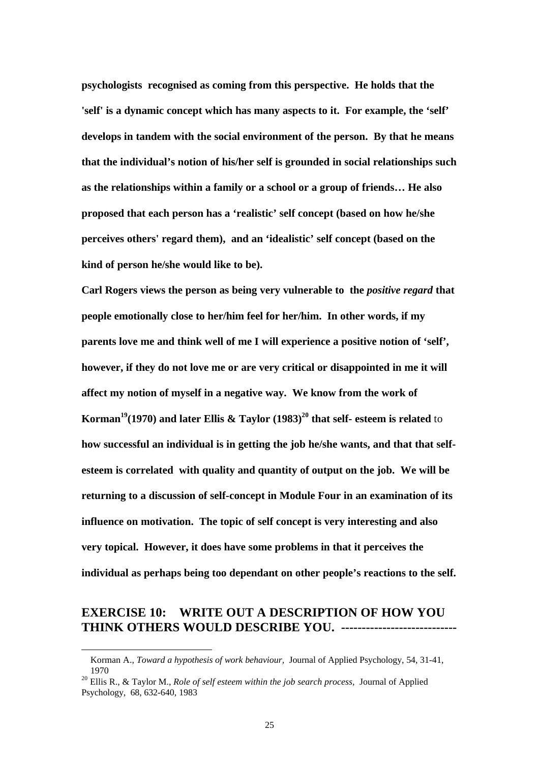**psychologists recognised as coming from this perspective. He holds that the 'self' is a dynamic concept which has many aspects to it. For example, the 'self' develops in tandem with the social environment of the person. By that he means that the individual's notion of his/her self is grounded in social relationships such as the relationships within a family or a school or a group of friends… He also proposed that each person has a 'realistic' self concept (based on how he/she perceives others' regard them), and an 'idealistic' self concept (based on the kind of person he/she would like to be).**

**Carl Rogers views the person as being very vulnerable to the *positive regard* that people emotionally close to her/him feel for her/him. In other words, if my parents love me and think well of me I will experience a positive notion of 'self', however, if they do not love me or are very critical or disappointed in me it will affect my notion of myself in a negative way. We know from the work of Korman[19](1970) and later Ellis & Taylor (1983)[20] that self- esteem is related** to **how successful an individual is in getting the job he/she wants, and that that self-esteem is correlated with quality and quantity of output on the job. We will be returning to a discussion of self-concept in Module Four in an examination of its influence on motivation. The topic of self concept is very interesting and also very topical. However, it does have some problems in that it perceives the individual as perhaps being too dependant on other people's reactions to the self.**

## EXERCISE 10: WRITE OUT A DESCRIPTION OF HOW YOU THINK OTHERS WOULD DESCRIBE YOU. ---------------------------

---

[19] Korman A., *Toward a hypothesis of work behaviour,* Journal of Applied Psychology, 54, 31-41, 1970

[20] Ellis R., & Taylor M., *Role of self esteem within the job search process,* Journal of Applied Psychology, 68, 632-640, 1983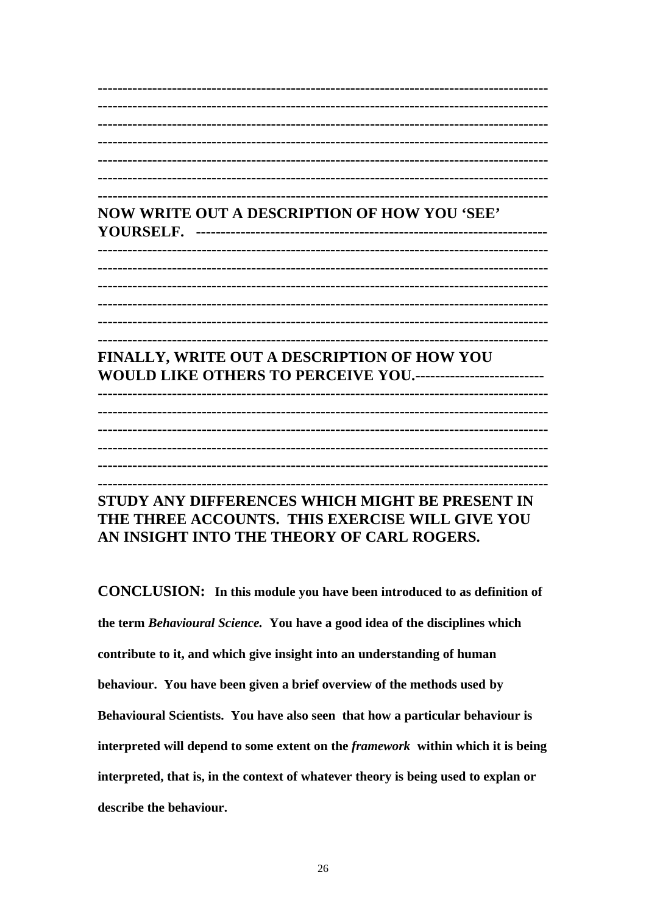---------------------------------------------------------------------------------------
---------------------------------------------------------------------------------------
---------------------------------------------------------------------------------------
---------------------------------------------------------------------------------------
---------------------------------------------------------------------------------------
---------------------------------------------------------------------------------------
---------------------------------------------------------------------------------------

**NOW WRITE OUT A DESCRIPTION OF HOW YOU 'SEE' YOURSELF.** ---------------------------------------------------------------------

---------------------------------------------------------------------------------------
---------------------------------------------------------------------------------------
---------------------------------------------------------------------------------------
---------------------------------------------------------------------------------------
---------------------------------------------------------------------------------------
---------------------------------------------------------------------------------------

**FINALLY, WRITE OUT A DESCRIPTION OF HOW YOU WOULD LIKE OTHERS TO PERCEIVE YOU.**--------------------------

---------------------------------------------------------------------------------------
---------------------------------------------------------------------------------------
---------------------------------------------------------------------------------------
---------------------------------------------------------------------------------------
---------------------------------------------------------------------------------------
---------------------------------------------------------------------------------------

**STUDY ANY DIFFERENCES WHICH MIGHT BE PRESENT IN THE THREE ACCOUNTS. THIS EXERCISE WILL GIVE YOU AN INSIGHT INTO THE THEORY OF CARL ROGERS.**

**CONCLUSION:** **In this module you have been introduced to as definition of the term *Behavioural Science.* You have a good idea of the disciplines which contribute to it, and which give insight into an understanding of human behaviour. You have been given a brief overview of the methods used by Behavioural Scientists. You have also seen that how a particular behaviour is interpreted will depend to some extent on the *framework* within which it is being interpreted, that is, in the context of whatever theory is being used to explan or describe the behaviour.**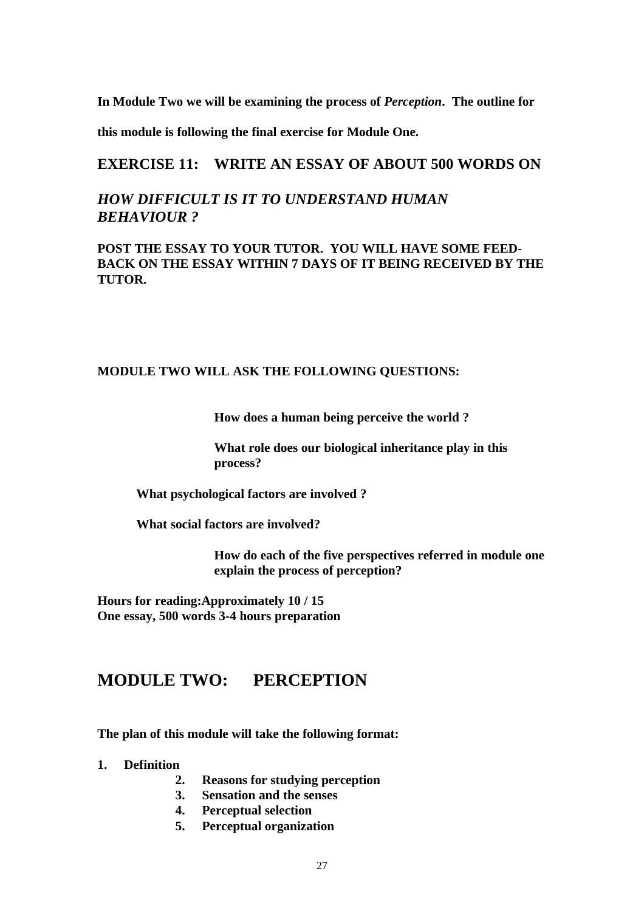**In Module Two we will be examining the process of *Perception*. The outline for this module is following the final exercise for Module One.**

## EXERCISE 11: WRITE AN ESSAY OF ABOUT 500 WORDS ON

## *HOW DIFFICULT IS IT TO UNDERSTAND HUMAN BEHAVIOUR ?*

**POST THE ESSAY TO YOUR TUTOR. YOU WILL HAVE SOME FEED-BACK ON THE ESSAY WITHIN 7 DAYS OF IT BEING RECEIVED BY THE TUTOR.**

**MODULE TWO WILL ASK THE FOLLOWING QUESTIONS:**

**How does a human being perceive the world ?**

**What role does our biological inheritance play in this process?**

**What psychological factors are involved ?**

**What social factors are involved?**

**How do each of the five perspectives referred in module one explain the process of perception?**

**Hours for reading:Approximately 10 / 15**
**One essay, 500 words 3-4 hours preparation**

# MODULE TWO: PERCEPTION

**The plan of this module will take the following format:**

1. **Definition**
2. **Reasons for studying perception**
3. **Sensation and the senses**
4. **Perceptual selection**
5. **Perceptual organization**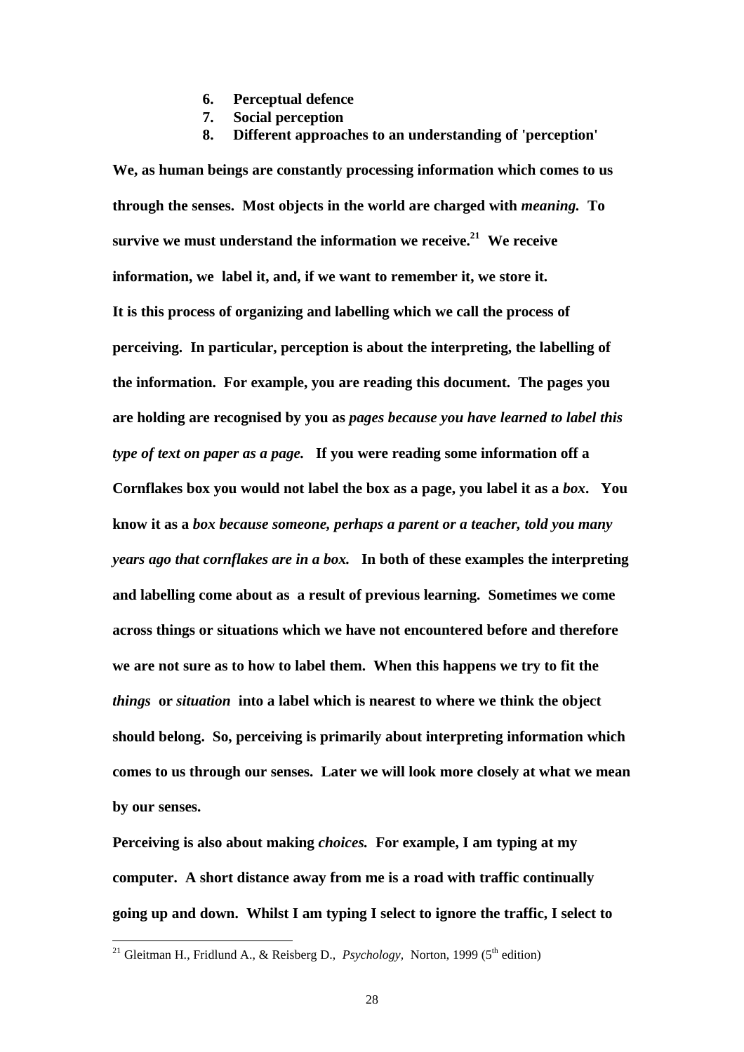6. **Perceptual defence**
7. **Social perception**
8. **Different approaches to an understanding of 'perception'**

**We, as human beings are constantly processing information which comes to us through the senses. Most objects in the world are charged with *meaning.* To survive we must understand the information we receive.[21] We receive information, we label it, and, if we want to remember it, we store it.**

**It is this process of organizing and labelling which we call the process of perceiving. In particular, perception is about the interpreting, the labelling of the information. For example, you are reading this document. The pages you are holding are recognised by you as *pages because you have learned to label this type of text on paper as a page.* If you were reading some information off a Cornflakes box you would not label the box as a page, you label it as a *box*. You know it as a *box because someone, perhaps a parent or a teacher, told you many years ago that cornflakes are in a box.* In both of these examples the interpreting and labelling come about as a result of previous learning. Sometimes we come across things or situations which we have not encountered before and therefore we are not sure as to how to label them. When this happens we try to fit the *things* or *situation* into a label which is nearest to where we think the object should belong. So, perceiving is primarily about interpreting information which comes to us through our senses. Later we will look more closely at what we mean by our senses.**

**Perceiving is also about making *choices.* For example, I am typing at my computer. A short distance away from me is a road with traffic continually going up and down. Whilst I am typing I select to ignore the traffic, I select to**

---

[21] Gleitman H., Fridlund A., & Reisberg D., *Psychology,* Norton, 1999 (5th edition)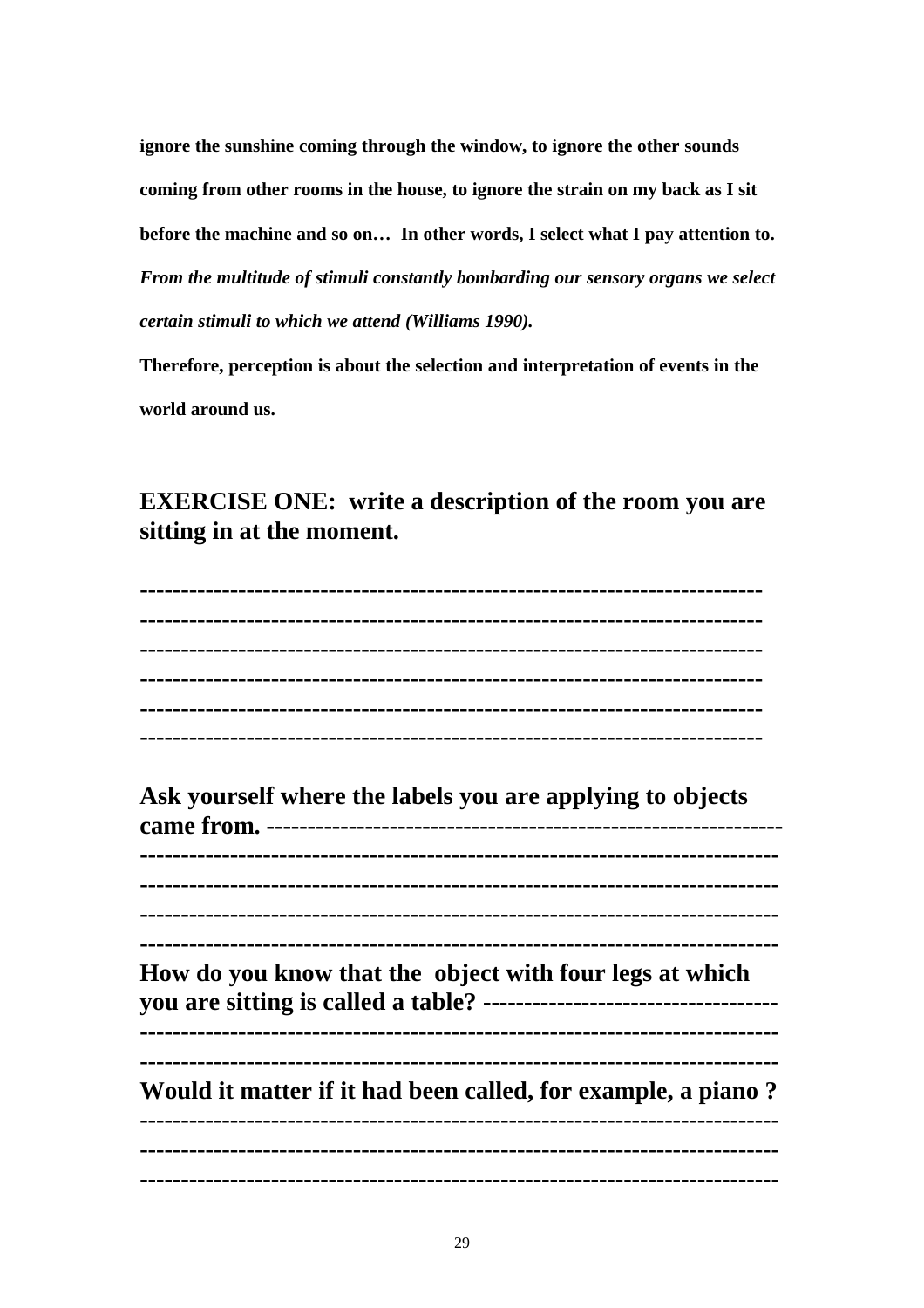**ignore the sunshine coming through the window, to ignore the other sounds coming from other rooms in the house, to ignore the strain on my back as I sit before the machine and so on… In other words, I select what I pay attention to.** ***From the multitude of stimuli constantly bombarding our sensory organs we select certain stimuli to which we attend (Williams 1990).***

**Therefore, perception is about the selection and interpretation of events in the world around us.**

## EXERCISE ONE: write a description of the room you are sitting in at the moment.

------------------------------------------------------------------------

------------------------------------------------------------------------

------------------------------------------------------------------------

------------------------------------------------------------------------

------------------------------------------------------------------------

------------------------------------------------------------------------

**Ask yourself where the labels you are applying to objects came from.** ------------------------------------------------------------

------------------------------------------------------------------------

------------------------------------------------------------------------

------------------------------------------------------------------------

------------------------------------------------------------------------

**How do you know that the object with four legs at which you are sitting is called a table?** ----------------------------------

------------------------------------------------------------------------

------------------------------------------------------------------------

**Would it matter if it had been called, for example, a piano ?**

------------------------------------------------------------------------

------------------------------------------------------------------------

------------------------------------------------------------------------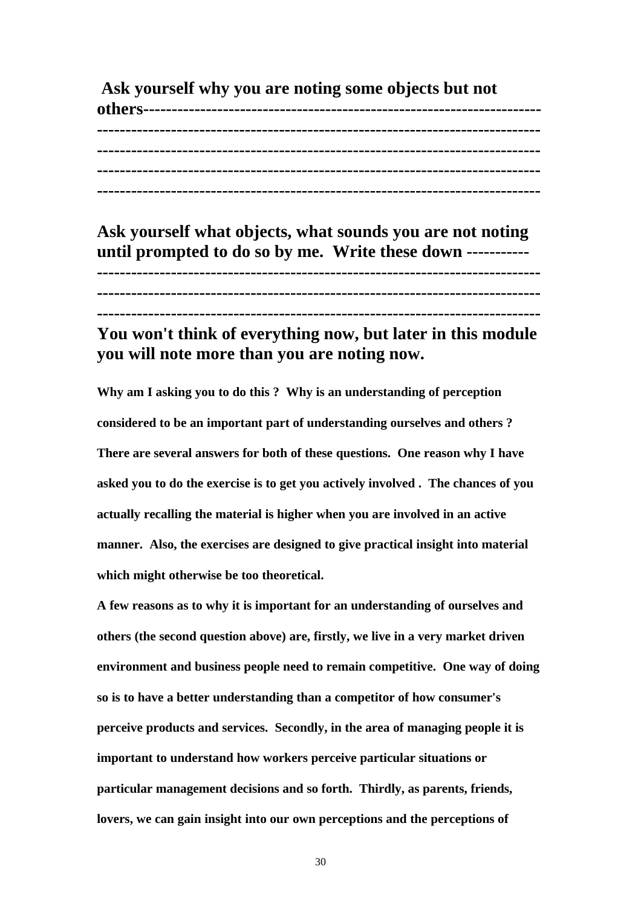**Ask yourself why you are noting some objects but not others-----------------------------------------------------------------------**
**---------------------------------------------------------------------------**
**---------------------------------------------------------------------------**
**---------------------------------------------------------------------------**
**---------------------------------------------------------------------------**

**Ask yourself what objects, what sounds you are not noting until prompted to do so by me. Write these down -----------**
**---------------------------------------------------------------------------**
**---------------------------------------------------------------------------**
**---------------------------------------------------------------------------**

**You won't think of everything now, but later in this module you will note more than you are noting now.**

**Why am I asking you to do this ? Why is an understanding of perception considered to be an important part of understanding ourselves and others ? There are several answers for both of these questions. One reason why I have asked you to do the exercise is to get you actively involved . The chances of you actually recalling the material is higher when you are involved in an active manner. Also, the exercises are designed to give practical insight into material which might otherwise be too theoretical.**

**A few reasons as to why it is important for an understanding of ourselves and others (the second question above) are, firstly, we live in a very market driven environment and business people need to remain competitive. One way of doing so is to have a better understanding than a competitor of how consumer's perceive products and services. Secondly, in the area of managing people it is important to understand how workers perceive particular situations or particular management decisions and so forth. Thirdly, as parents, friends, lovers, we can gain insight into our own perceptions and the perceptions of**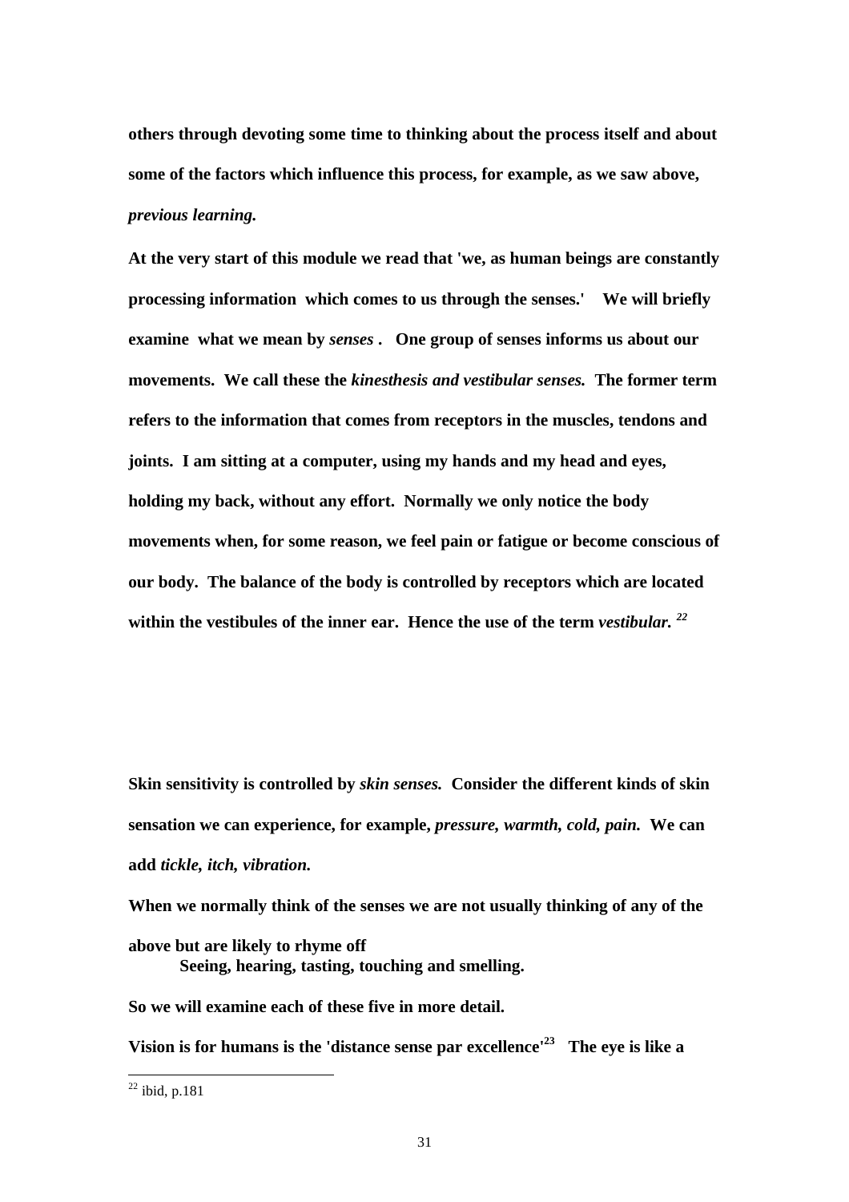**others through devoting some time to thinking about the process itself and about some of the factors which influence this process, for example, as we saw above, *previous learning.***

**At the very start of this module we read that 'we, as human beings are constantly processing information which comes to us through the senses.' We will briefly examine what we mean by *senses* . One group of senses informs us about our movements. We call these the *kinesthesis and vestibular senses.* The former term refers to the information that comes from receptors in the muscles, tendons and joints. I am sitting at a computer, using my hands and my head and eyes, holding my back, without any effort. Normally we only notice the body movements when, for some reason, we feel pain or fatigue or become conscious of our body. The balance of the body is controlled by receptors which are located within the vestibules of the inner ear. Hence the use of the term *vestibular.*** [22]

**Skin sensitivity is controlled by *skin senses.* Consider the different kinds of skin sensation we can experience, for example, *pressure, warmth, cold, pain.* We can add *tickle, itch, vibration.***

**When we normally think of the senses we are not usually thinking of any of the above but are likely to rhyme off**

**Seeing, hearing, tasting, touching and smelling.**

**So we will examine each of these five in more detail.**

**Vision is for humans is the 'distance sense par excellence'**[23] **The eye is like a**

[22] ibid, p.181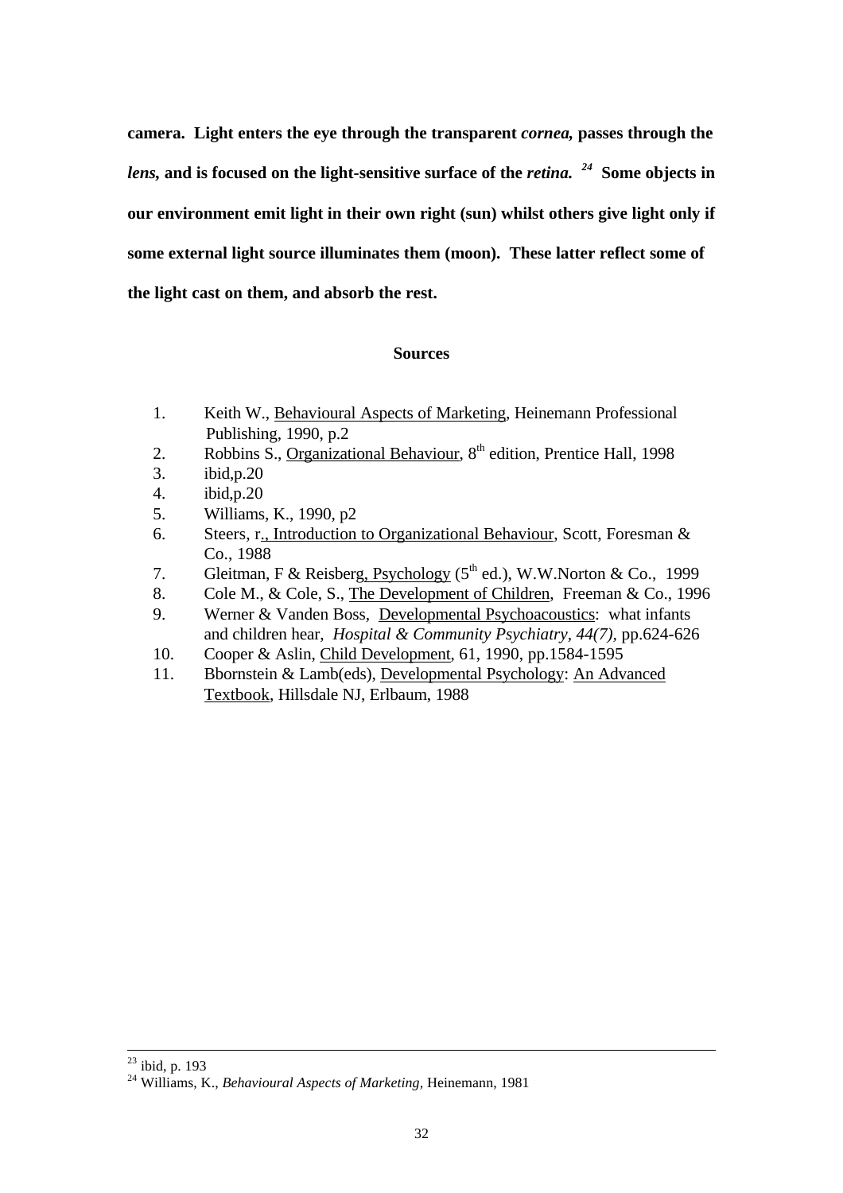**camera. Light enters the eye through the transparent *cornea,* passes through the *lens,* and is focused on the light-sensitive surface of the *retina.* [24] Some objects in our environment emit light in their own right (sun) whilst others give light only if some external light source illuminates them (moon). These latter reflect some of the light cast on them, and absorb the rest.**

**Sources**

1. Keith W., Behavioural Aspects of Marketing, Heinemann Professional Publishing, 1990, p.2
2. Robbins S., Organizational Behaviour, 8th edition, Prentice Hall, 1998
3. ibid,p.20
4. ibid,p.20
5. Williams, K., 1990, p2
6. Steers, r., Introduction to Organizational Behaviour, Scott, Foresman & Co., 1988
7. Gleitman, F & Reisberg, Psychology (5th ed.), W.W.Norton & Co., 1999
8. Cole M., & Cole, S., The Development of Children, Freeman & Co., 1996
9. Werner & Vanden Boss, Developmental Psychoacoustics: what infants and children hear, *Hospital & Community Psychiatry, 44(7),* pp.624-626
10. Cooper & Aslin, Child Development, 61, 1990, pp.1584-1595
11. Bbornstein & Lamb(eds), Developmental Psychology: An Advanced Textbook, Hillsdale NJ, Erlbaum, 1988

---

[23] ibid, p. 193

[24] Williams, K., *Behavioural Aspects of Marketing,* Heinemann, 1981